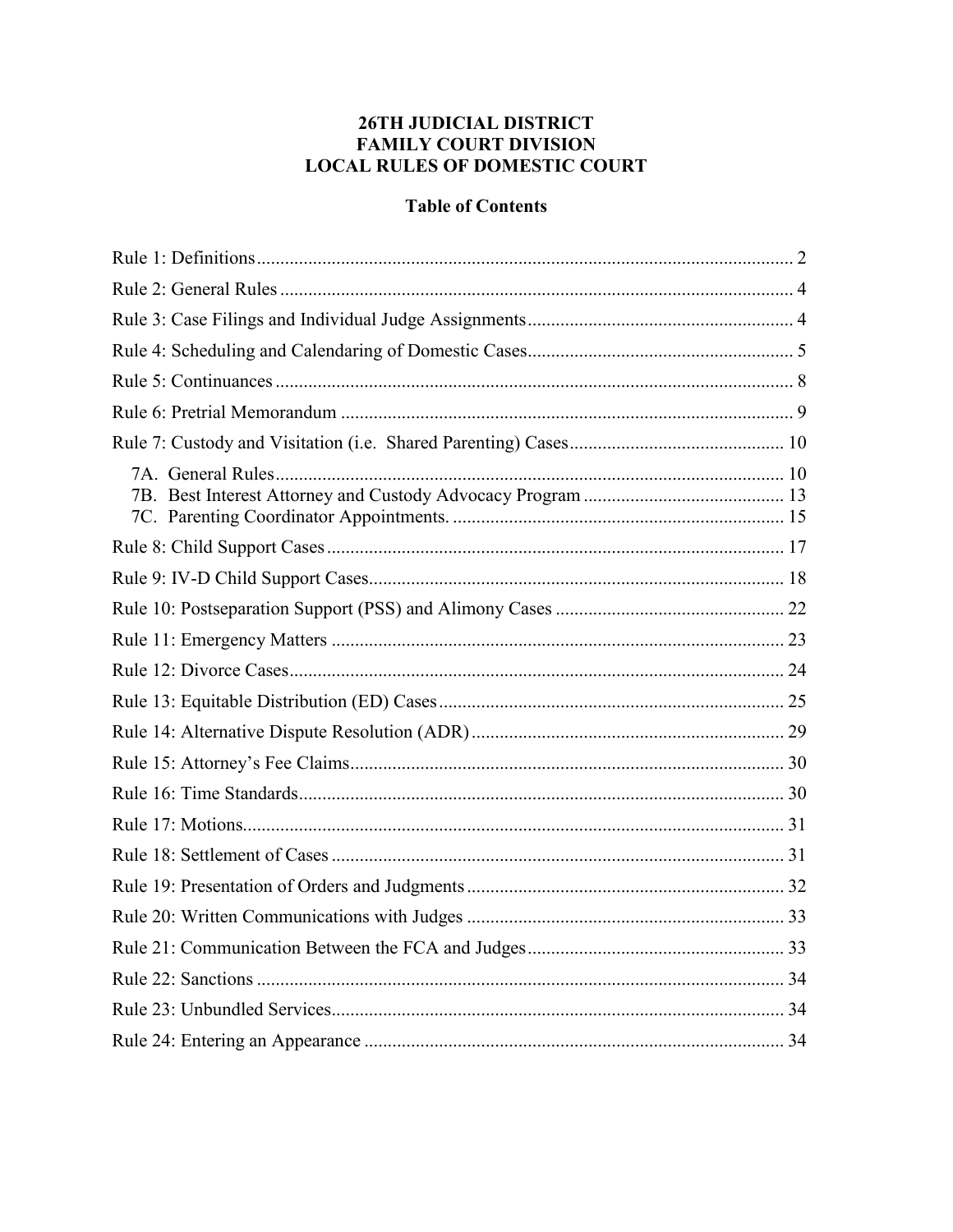# 26TH JUDICIAL DISTRICT
# FAMILY COURT DIVISION
# LOCAL RULES OF DOMESTIC COURT

## Table of Contents

Rule 1: Definitions .................................................. 2

Rule 2: General Rules .................................................. 4

Rule 3: Case Filings and Individual Judge Assignments .................................................. 4

Rule 4: Scheduling and Calendaring of Domestic Cases .................................................. 5

Rule 5: Continuances .................................................. 8

Rule 6: Pretrial Memorandum .................................................. 9

Rule 7: Custody and Visitation (i.e. Shared Parenting) Cases .................................................. 10

- 7A. General Rules .................................................. 10
- 7B. Best Interest Attorney and Custody Advocacy Program .................................................. 13
- 7C. Parenting Coordinator Appointments. .................................................. 15

Rule 8: Child Support Cases .................................................. 17

Rule 9: IV-D Child Support Cases .................................................. 18

Rule 10: Postseparation Support (PSS) and Alimony Cases .................................................. 22

Rule 11: Emergency Matters .................................................. 23

Rule 12: Divorce Cases .................................................. 24

Rule 13: Equitable Distribution (ED) Cases .................................................. 25

Rule 14: Alternative Dispute Resolution (ADR) .................................................. 29

Rule 15: Attorney's Fee Claims .................................................. 30

Rule 16: Time Standards .................................................. 30

Rule 17: Motions .................................................. 31

Rule 18: Settlement of Cases .................................................. 31

Rule 19: Presentation of Orders and Judgments .................................................. 32

Rule 20: Written Communications with Judges .................................................. 33

Rule 21: Communication Between the FCA and Judges .................................................. 33

Rule 22: Sanctions .................................................. 34

Rule 23: Unbundled Services .................................................. 34

Rule 24: Entering an Appearance .................................................. 34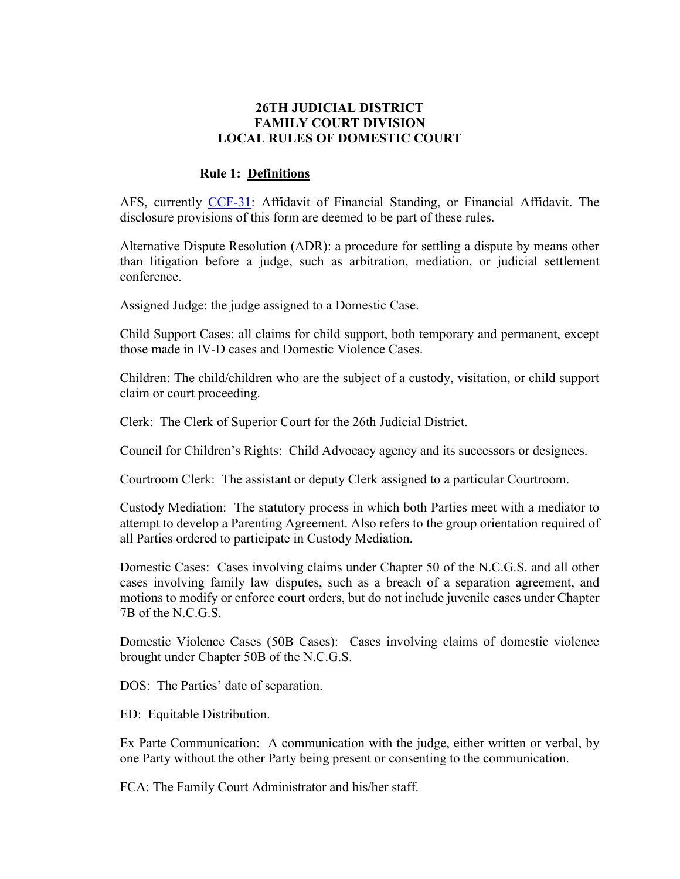# 26TH JUDICIAL DISTRICT
# FAMILY COURT DIVISION
# LOCAL RULES OF DOMESTIC COURT

## Rule 1: Definitions

AFS, currently CCF-31: Affidavit of Financial Standing, or Financial Affidavit. The disclosure provisions of this form are deemed to be part of these rules.

Alternative Dispute Resolution (ADR): a procedure for settling a dispute by means other than litigation before a judge, such as arbitration, mediation, or judicial settlement conference.

Assigned Judge: the judge assigned to a Domestic Case.

Child Support Cases: all claims for child support, both temporary and permanent, except those made in IV-D cases and Domestic Violence Cases.

Children: The child/children who are the subject of a custody, visitation, or child support claim or court proceeding.

Clerk: The Clerk of Superior Court for the 26th Judicial District.

Council for Children's Rights: Child Advocacy agency and its successors or designees.

Courtroom Clerk: The assistant or deputy Clerk assigned to a particular Courtroom.

Custody Mediation: The statutory process in which both Parties meet with a mediator to attempt to develop a Parenting Agreement. Also refers to the group orientation required of all Parties ordered to participate in Custody Mediation.

Domestic Cases: Cases involving claims under Chapter 50 of the N.C.G.S. and all other cases involving family law disputes, such as a breach of a separation agreement, and motions to modify or enforce court orders, but do not include juvenile cases under Chapter 7B of the N.C.G.S.

Domestic Violence Cases (50B Cases): Cases involving claims of domestic violence brought under Chapter 50B of the N.C.G.S.

DOS: The Parties' date of separation.

ED: Equitable Distribution.

Ex Parte Communication: A communication with the judge, either written or verbal, by one Party without the other Party being present or consenting to the communication.

FCA: The Family Court Administrator and his/her staff.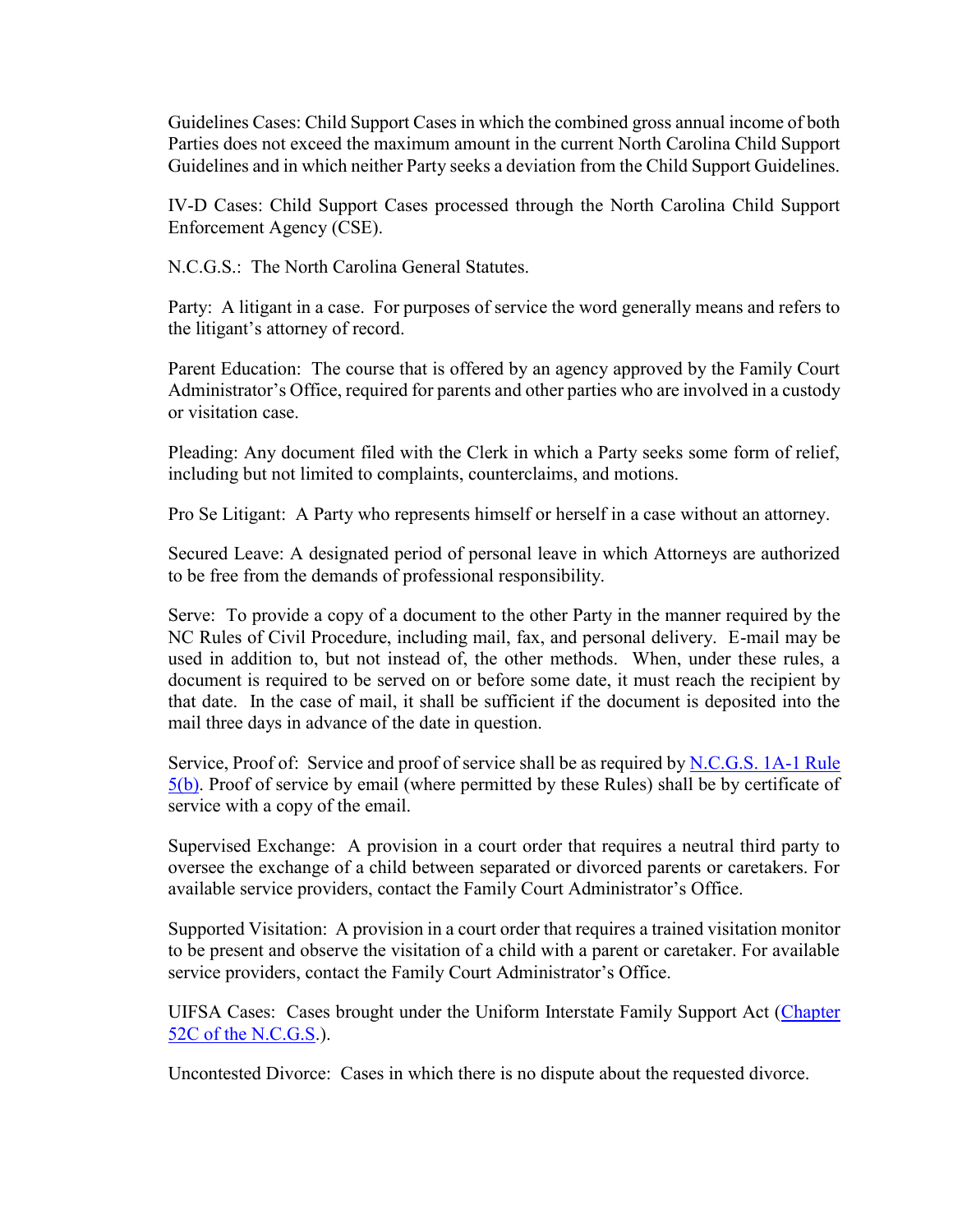Guidelines Cases: Child Support Cases in which the combined gross annual income of both Parties does not exceed the maximum amount in the current North Carolina Child Support Guidelines and in which neither Party seeks a deviation from the Child Support Guidelines.

IV-D Cases: Child Support Cases processed through the North Carolina Child Support Enforcement Agency (CSE).

N.C.G.S.: The North Carolina General Statutes.

Party: A litigant in a case. For purposes of service the word generally means and refers to the litigant's attorney of record.

Parent Education: The course that is offered by an agency approved by the Family Court Administrator's Office, required for parents and other parties who are involved in a custody or visitation case.

Pleading: Any document filed with the Clerk in which a Party seeks some form of relief, including but not limited to complaints, counterclaims, and motions.

Pro Se Litigant: A Party who represents himself or herself in a case without an attorney.

Secured Leave: A designated period of personal leave in which Attorneys are authorized to be free from the demands of professional responsibility.

Serve: To provide a copy of a document to the other Party in the manner required by the NC Rules of Civil Procedure, including mail, fax, and personal delivery. E-mail may be used in addition to, but not instead of, the other methods. When, under these rules, a document is required to be served on or before some date, it must reach the recipient by that date. In the case of mail, it shall be sufficient if the document is deposited into the mail three days in advance of the date in question.

Service, Proof of: Service and proof of service shall be as required by N.C.G.S. 1A-1 Rule 5(b). Proof of service by email (where permitted by these Rules) shall be by certificate of service with a copy of the email.

Supervised Exchange: A provision in a court order that requires a neutral third party to oversee the exchange of a child between separated or divorced parents or caretakers. For available service providers, contact the Family Court Administrator's Office.

Supported Visitation: A provision in a court order that requires a trained visitation monitor to be present and observe the visitation of a child with a parent or caretaker. For available service providers, contact the Family Court Administrator's Office.

UIFSA Cases: Cases brought under the Uniform Interstate Family Support Act (Chapter 52C of the N.C.G.S.).

Uncontested Divorce: Cases in which there is no dispute about the requested divorce.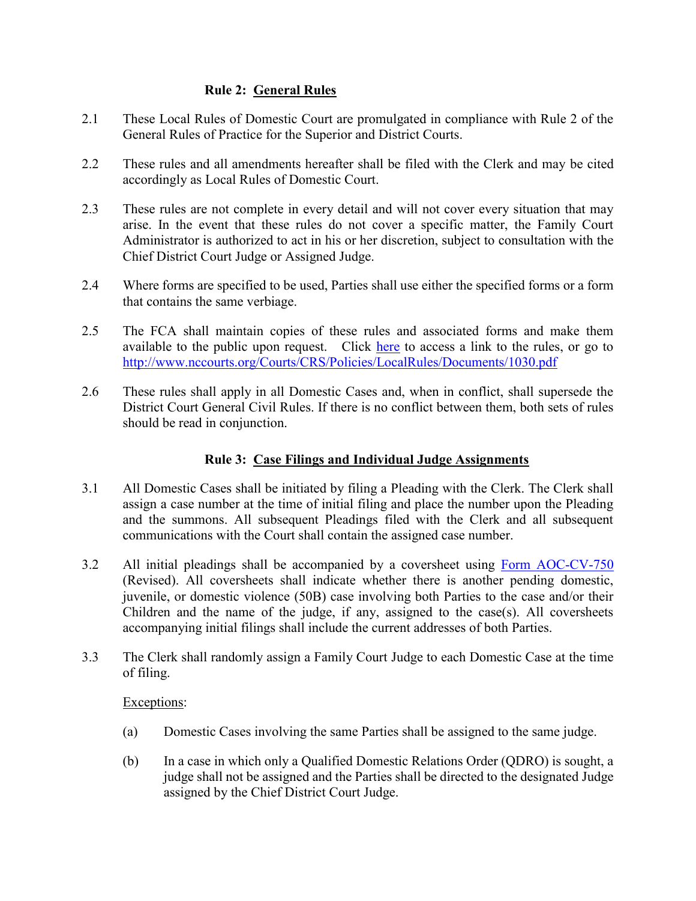## Rule 2: General Rules

2.1 These Local Rules of Domestic Court are promulgated in compliance with Rule 2 of the General Rules of Practice for the Superior and District Courts.

2.2 These rules and all amendments hereafter shall be filed with the Clerk and may be cited accordingly as Local Rules of Domestic Court.

2.3 These rules are not complete in every detail and will not cover every situation that may arise. In the event that these rules do not cover a specific matter, the Family Court Administrator is authorized to act in his or her discretion, subject to consultation with the Chief District Court Judge or Assigned Judge.

2.4 Where forms are specified to be used, Parties shall use either the specified forms or a form that contains the same verbiage.

2.5 The FCA shall maintain copies of these rules and associated forms and make them available to the public upon request. Click here to access a link to the rules, or go to http://www.nccourts.org/Courts/CRS/Policies/LocalRules/Documents/1030.pdf

2.6 These rules shall apply in all Domestic Cases and, when in conflict, shall supersede the District Court General Civil Rules. If there is no conflict between them, both sets of rules should be read in conjunction.

## Rule 3: Case Filings and Individual Judge Assignments

3.1 All Domestic Cases shall be initiated by filing a Pleading with the Clerk. The Clerk shall assign a case number at the time of initial filing and place the number upon the Pleading and the summons. All subsequent Pleadings filed with the Clerk and all subsequent communications with the Court shall contain the assigned case number.

3.2 All initial pleadings shall be accompanied by a coversheet using Form AOC-CV-750 (Revised). All coversheets shall indicate whether there is another pending domestic, juvenile, or domestic violence (50B) case involving both Parties to the case and/or their Children and the name of the judge, if any, assigned to the case(s). All coversheets accompanying initial filings shall include the current addresses of both Parties.

3.3 The Clerk shall randomly assign a Family Court Judge to each Domestic Case at the time of filing.

Exceptions:

(a) Domestic Cases involving the same Parties shall be assigned to the same judge.

(b) In a case in which only a Qualified Domestic Relations Order (QDRO) is sought, a judge shall not be assigned and the Parties shall be directed to the designated Judge assigned by the Chief District Court Judge.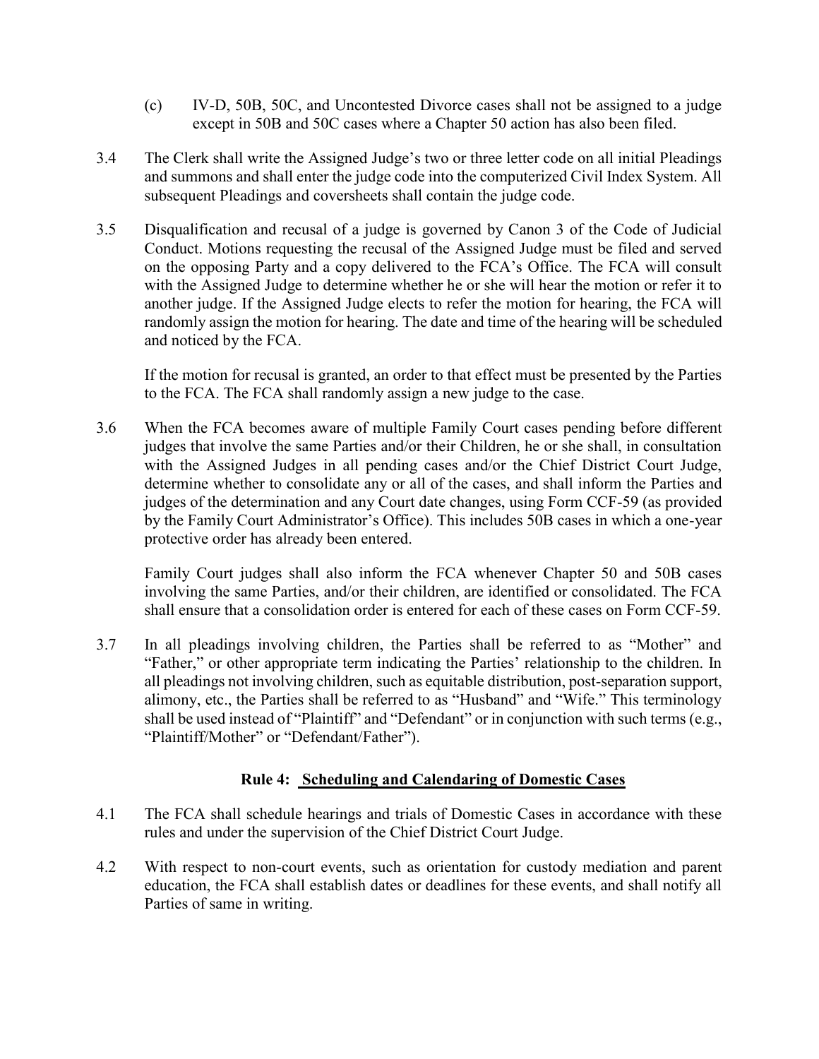(c) IV-D, 50B, 50C, and Uncontested Divorce cases shall not be assigned to a judge except in 50B and 50C cases where a Chapter 50 action has also been filed.

3.4 The Clerk shall write the Assigned Judge's two or three letter code on all initial Pleadings and summons and shall enter the judge code into the computerized Civil Index System. All subsequent Pleadings and coversheets shall contain the judge code.

3.5 Disqualification and recusal of a judge is governed by Canon 3 of the Code of Judicial Conduct. Motions requesting the recusal of the Assigned Judge must be filed and served on the opposing Party and a copy delivered to the FCA's Office. The FCA will consult with the Assigned Judge to determine whether he or she will hear the motion or refer it to another judge. If the Assigned Judge elects to refer the motion for hearing, the FCA will randomly assign the motion for hearing. The date and time of the hearing will be scheduled and noticed by the FCA.

If the motion for recusal is granted, an order to that effect must be presented by the Parties to the FCA. The FCA shall randomly assign a new judge to the case.

3.6 When the FCA becomes aware of multiple Family Court cases pending before different judges that involve the same Parties and/or their Children, he or she shall, in consultation with the Assigned Judges in all pending cases and/or the Chief District Court Judge, determine whether to consolidate any or all of the cases, and shall inform the Parties and judges of the determination and any Court date changes, using Form CCF-59 (as provided by the Family Court Administrator's Office). This includes 50B cases in which a one-year protective order has already been entered.

Family Court judges shall also inform the FCA whenever Chapter 50 and 50B cases involving the same Parties, and/or their children, are identified or consolidated. The FCA shall ensure that a consolidation order is entered for each of these cases on Form CCF-59.

3.7 In all pleadings involving children, the Parties shall be referred to as "Mother" and "Father," or other appropriate term indicating the Parties' relationship to the children. In all pleadings not involving children, such as equitable distribution, post-separation support, alimony, etc., the Parties shall be referred to as "Husband" and "Wife." This terminology shall be used instead of "Plaintiff" and "Defendant" or in conjunction with such terms (e.g., "Plaintiff/Mother" or "Defendant/Father").

## Rule 4: Scheduling and Calendaring of Domestic Cases

4.1 The FCA shall schedule hearings and trials of Domestic Cases in accordance with these rules and under the supervision of the Chief District Court Judge.

4.2 With respect to non-court events, such as orientation for custody mediation and parent education, the FCA shall establish dates or deadlines for these events, and shall notify all Parties of same in writing.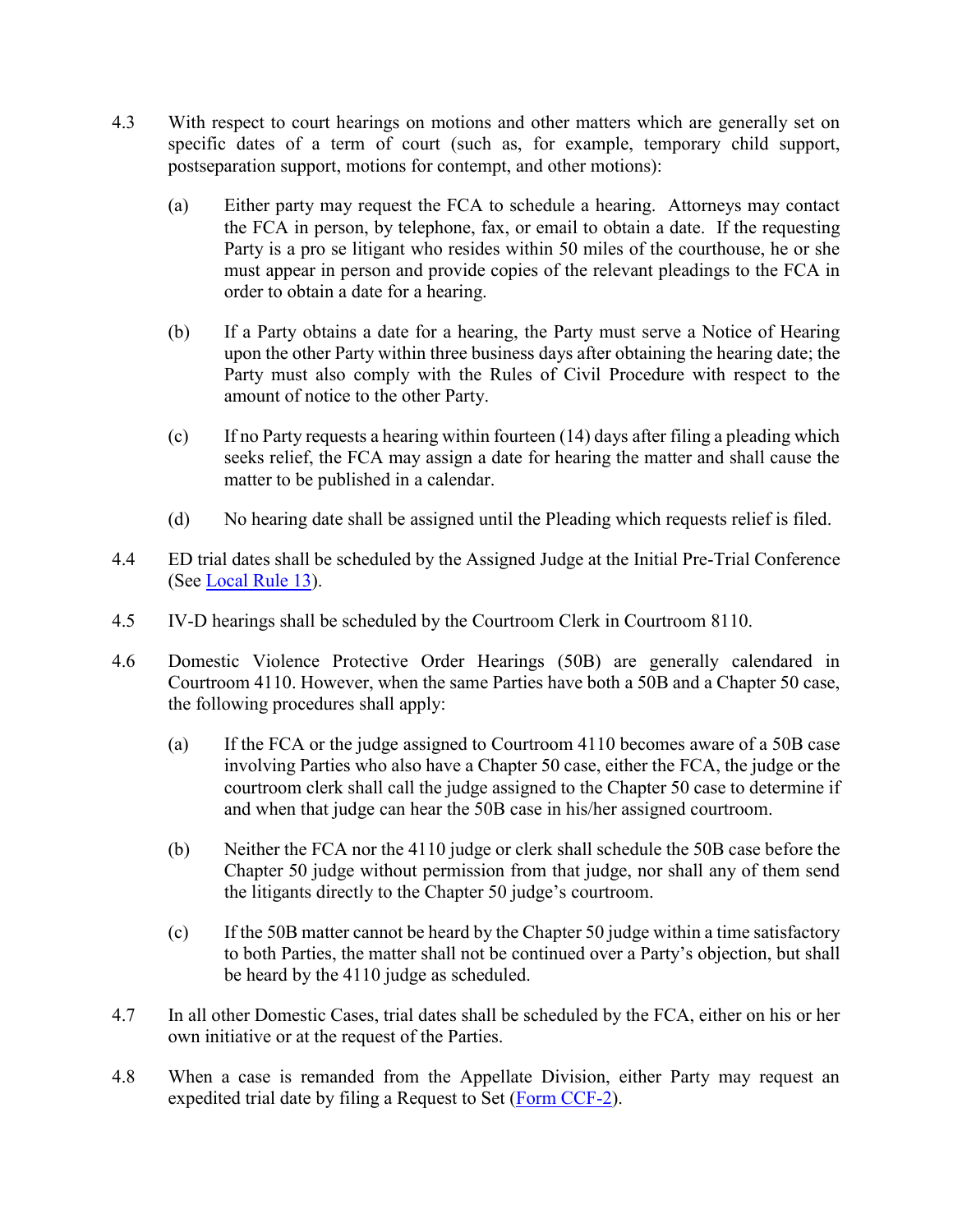4.3 With respect to court hearings on motions and other matters which are generally set on specific dates of a term of court (such as, for example, temporary child support, postseparation support, motions for contempt, and other motions):

(a) Either party may request the FCA to schedule a hearing. Attorneys may contact the FCA in person, by telephone, fax, or email to obtain a date. If the requesting Party is a pro se litigant who resides within 50 miles of the courthouse, he or she must appear in person and provide copies of the relevant pleadings to the FCA in order to obtain a date for a hearing.

(b) If a Party obtains a date for a hearing, the Party must serve a Notice of Hearing upon the other Party within three business days after obtaining the hearing date; the Party must also comply with the Rules of Civil Procedure with respect to the amount of notice to the other Party.

(c) If no Party requests a hearing within fourteen (14) days after filing a pleading which seeks relief, the FCA may assign a date for hearing the matter and shall cause the matter to be published in a calendar.

(d) No hearing date shall be assigned until the Pleading which requests relief is filed.

4.4 ED trial dates shall be scheduled by the Assigned Judge at the Initial Pre-Trial Conference (See Local Rule 13).

4.5 IV-D hearings shall be scheduled by the Courtroom Clerk in Courtroom 8110.

4.6 Domestic Violence Protective Order Hearings (50B) are generally calendared in Courtroom 4110. However, when the same Parties have both a 50B and a Chapter 50 case, the following procedures shall apply:

(a) If the FCA or the judge assigned to Courtroom 4110 becomes aware of a 50B case involving Parties who also have a Chapter 50 case, either the FCA, the judge or the courtroom clerk shall call the judge assigned to the Chapter 50 case to determine if and when that judge can hear the 50B case in his/her assigned courtroom.

(b) Neither the FCA nor the 4110 judge or clerk shall schedule the 50B case before the Chapter 50 judge without permission from that judge, nor shall any of them send the litigants directly to the Chapter 50 judge's courtroom.

(c) If the 50B matter cannot be heard by the Chapter 50 judge within a time satisfactory to both Parties, the matter shall not be continued over a Party's objection, but shall be heard by the 4110 judge as scheduled.

4.7 In all other Domestic Cases, trial dates shall be scheduled by the FCA, either on his or her own initiative or at the request of the Parties.

4.8 When a case is remanded from the Appellate Division, either Party may request an expedited trial date by filing a Request to Set (Form CCF-2).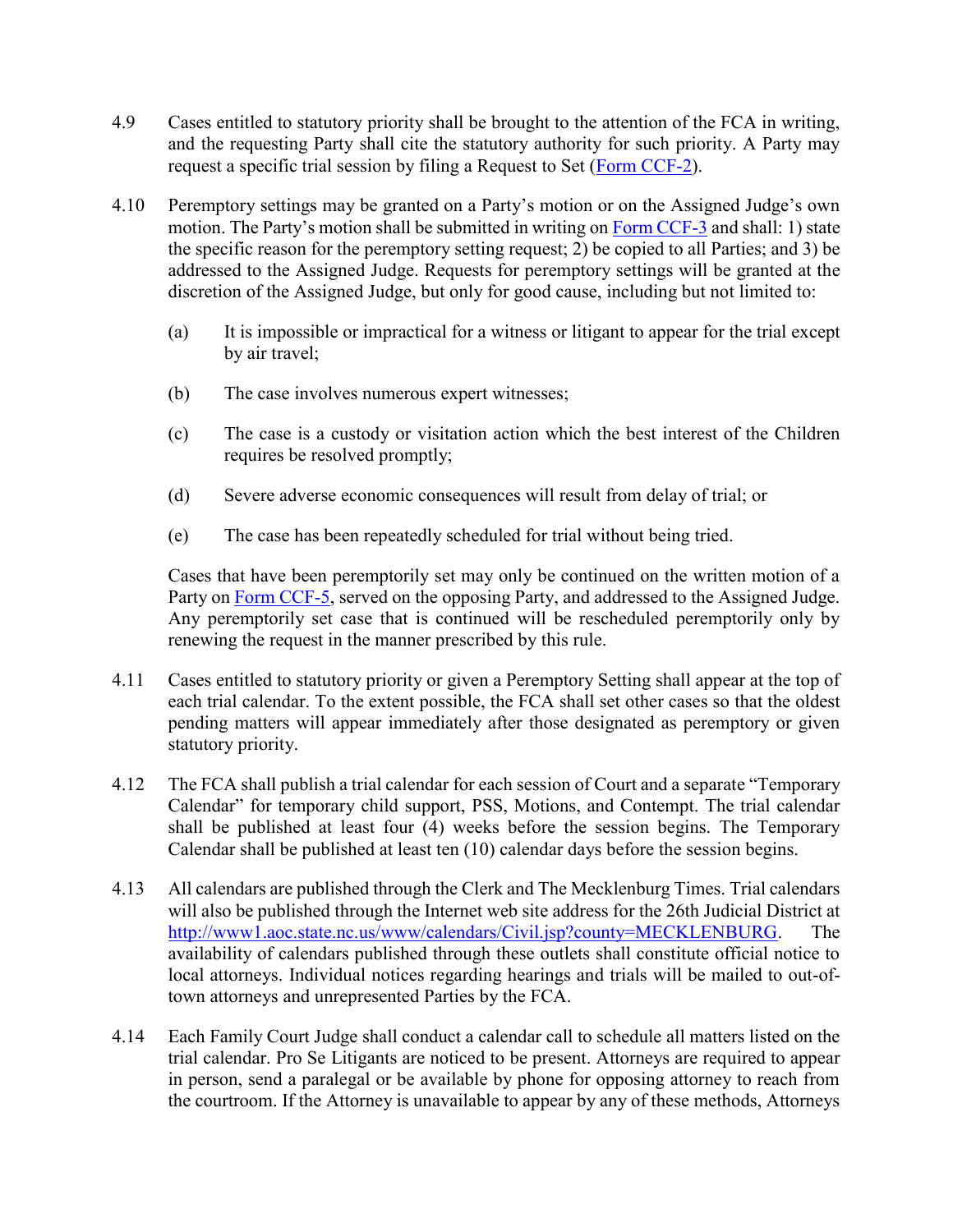4.9 Cases entitled to statutory priority shall be brought to the attention of the FCA in writing, and the requesting Party shall cite the statutory authority for such priority. A Party may request a specific trial session by filing a Request to Set (Form CCF-2).

4.10 Peremptory settings may be granted on a Party's motion or on the Assigned Judge's own motion. The Party's motion shall be submitted in writing on Form CCF-3 and shall: 1) state the specific reason for the peremptory setting request; 2) be copied to all Parties; and 3) be addressed to the Assigned Judge. Requests for peremptory settings will be granted at the discretion of the Assigned Judge, but only for good cause, including but not limited to:

(a) It is impossible or impractical for a witness or litigant to appear for the trial except by air travel;

(b) The case involves numerous expert witnesses;

(c) The case is a custody or visitation action which the best interest of the Children requires be resolved promptly;

(d) Severe adverse economic consequences will result from delay of trial; or

(e) The case has been repeatedly scheduled for trial without being tried.

Cases that have been peremptorily set may only be continued on the written motion of a Party on Form CCF-5, served on the opposing Party, and addressed to the Assigned Judge. Any peremptorily set case that is continued will be rescheduled peremptorily only by renewing the request in the manner prescribed by this rule.

4.11 Cases entitled to statutory priority or given a Peremptory Setting shall appear at the top of each trial calendar. To the extent possible, the FCA shall set other cases so that the oldest pending matters will appear immediately after those designated as peremptory or given statutory priority.

4.12 The FCA shall publish a trial calendar for each session of Court and a separate "Temporary Calendar" for temporary child support, PSS, Motions, and Contempt. The trial calendar shall be published at least four (4) weeks before the session begins. The Temporary Calendar shall be published at least ten (10) calendar days before the session begins.

4.13 All calendars are published through the Clerk and The Mecklenburg Times. Trial calendars will also be published through the Internet web site address for the 26th Judicial District at http://www1.aoc.state.nc.us/www/calendars/Civil.jsp?county=MECKLENBURG. The availability of calendars published through these outlets shall constitute official notice to local attorneys. Individual notices regarding hearings and trials will be mailed to out-of-town attorneys and unrepresented Parties by the FCA.

4.14 Each Family Court Judge shall conduct a calendar call to schedule all matters listed on the trial calendar. Pro Se Litigants are noticed to be present. Attorneys are required to appear in person, send a paralegal or be available by phone for opposing attorney to reach from the courtroom. If the Attorney is unavailable to appear by any of these methods, Attorneys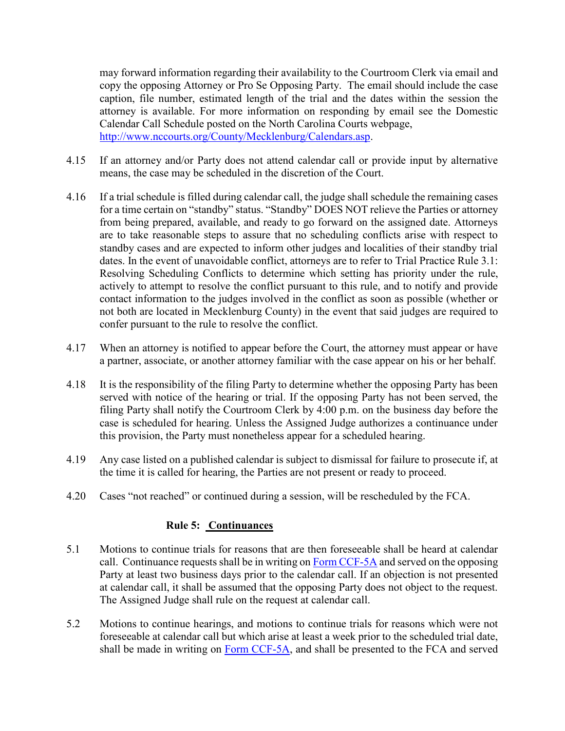may forward information regarding their availability to the Courtroom Clerk via email and copy the opposing Attorney or Pro Se Opposing Party. The email should include the case caption, file number, estimated length of the trial and the dates within the session the attorney is available. For more information on responding by email see the Domestic Calendar Call Schedule posted on the North Carolina Courts webpage, [http://www.nccourts.org/County/Mecklenburg/Calendars.asp](http://www.nccourts.org/County/Mecklenburg/Calendars.asp).

4.15 If an attorney and/or Party does not attend calendar call or provide input by alternative means, the case may be scheduled in the discretion of the Court.

4.16 If a trial schedule is filled during calendar call, the judge shall schedule the remaining cases for a time certain on "standby" status. "Standby" DOES NOT relieve the Parties or attorney from being prepared, available, and ready to go forward on the assigned date. Attorneys are to take reasonable steps to assure that no scheduling conflicts arise with respect to standby cases and are expected to inform other judges and localities of their standby trial dates. In the event of unavoidable conflict, attorneys are to refer to Trial Practice Rule 3.1: Resolving Scheduling Conflicts to determine which setting has priority under the rule, actively to attempt to resolve the conflict pursuant to this rule, and to notify and provide contact information to the judges involved in the conflict as soon as possible (whether or not both are located in Mecklenburg County) in the event that said judges are required to confer pursuant to the rule to resolve the conflict.

4.17 When an attorney is notified to appear before the Court, the attorney must appear or have a partner, associate, or another attorney familiar with the case appear on his or her behalf.

4.18 It is the responsibility of the filing Party to determine whether the opposing Party has been served with notice of the hearing or trial. If the opposing Party has not been served, the filing Party shall notify the Courtroom Clerk by 4:00 p.m. on the business day before the case is scheduled for hearing. Unless the Assigned Judge authorizes a continuance under this provision, the Party must nonetheless appear for a scheduled hearing.

4.19 Any case listed on a published calendar is subject to dismissal for failure to prosecute if, at the time it is called for hearing, the Parties are not present or ready to proceed.

4.20 Cases "not reached" or continued during a session, will be rescheduled by the FCA.

## Rule 5: Continuances

5.1 Motions to continue trials for reasons that are then foreseeable shall be heard at calendar call. Continuance requests shall be in writing on Form CCF-5A and served on the opposing Party at least two business days prior to the calendar call. If an objection is not presented at calendar call, it shall be assumed that the opposing Party does not object to the request. The Assigned Judge shall rule on the request at calendar call.

5.2 Motions to continue hearings, and motions to continue trials for reasons which were not foreseeable at calendar call but which arise at least a week prior to the scheduled trial date, shall be made in writing on Form CCF-5A, and shall be presented to the FCA and served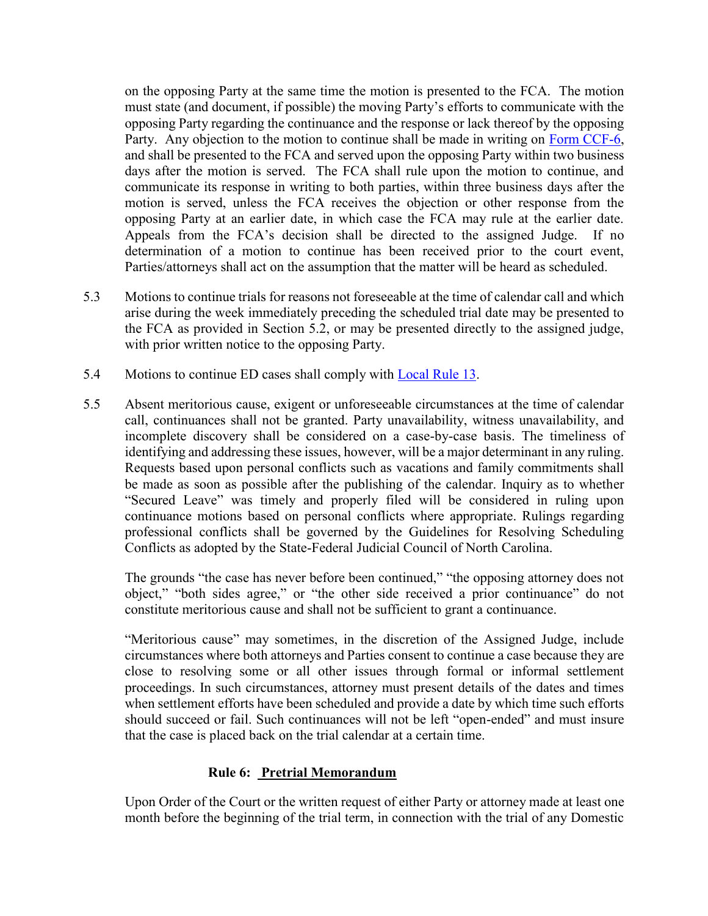on the opposing Party at the same time the motion is presented to the FCA. The motion must state (and document, if possible) the moving Party's efforts to communicate with the opposing Party regarding the continuance and the response or lack thereof by the opposing Party. Any objection to the motion to continue shall be made in writing on Form CCF-6, and shall be presented to the FCA and served upon the opposing Party within two business days after the motion is served. The FCA shall rule upon the motion to continue, and communicate its response in writing to both parties, within three business days after the motion is served, unless the FCA receives the objection or other response from the opposing Party at an earlier date, in which case the FCA may rule at the earlier date. Appeals from the FCA's decision shall be directed to the assigned Judge. If no determination of a motion to continue has been received prior to the court event, Parties/attorneys shall act on the assumption that the matter will be heard as scheduled.

5.3 Motions to continue trials for reasons not foreseeable at the time of calendar call and which arise during the week immediately preceding the scheduled trial date may be presented to the FCA as provided in Section 5.2, or may be presented directly to the assigned judge, with prior written notice to the opposing Party.

5.4 Motions to continue ED cases shall comply with Local Rule 13.

5.5 Absent meritorious cause, exigent or unforeseeable circumstances at the time of calendar call, continuances shall not be granted. Party unavailability, witness unavailability, and incomplete discovery shall be considered on a case-by-case basis. The timeliness of identifying and addressing these issues, however, will be a major determinant in any ruling. Requests based upon personal conflicts such as vacations and family commitments shall be made as soon as possible after the publishing of the calendar. Inquiry as to whether "Secured Leave" was timely and properly filed will be considered in ruling upon continuance motions based on personal conflicts where appropriate. Rulings regarding professional conflicts shall be governed by the Guidelines for Resolving Scheduling Conflicts as adopted by the State-Federal Judicial Council of North Carolina.

The grounds "the case has never before been continued," "the opposing attorney does not object," "both sides agree," or "the other side received a prior continuance" do not constitute meritorious cause and shall not be sufficient to grant a continuance.

"Meritorious cause" may sometimes, in the discretion of the Assigned Judge, include circumstances where both attorneys and Parties consent to continue a case because they are close to resolving some or all other issues through formal or informal settlement proceedings. In such circumstances, attorney must present details of the dates and times when settlement efforts have been scheduled and provide a date by which time such efforts should succeed or fail. Such continuances will not be left "open-ended" and must insure that the case is placed back on the trial calendar at a certain time.

## Rule 6: Pretrial Memorandum

Upon Order of the Court or the written request of either Party or attorney made at least one month before the beginning of the trial term, in connection with the trial of any Domestic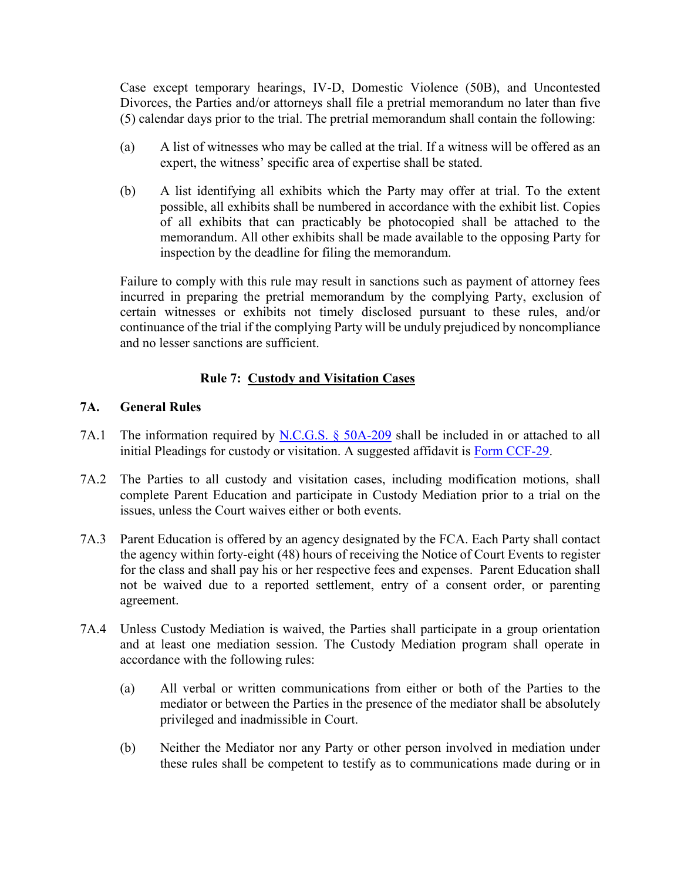Case except temporary hearings, IV-D, Domestic Violence (50B), and Uncontested Divorces, the Parties and/or attorneys shall file a pretrial memorandum no later than five (5) calendar days prior to the trial. The pretrial memorandum shall contain the following:

(a) A list of witnesses who may be called at the trial. If a witness will be offered as an expert, the witness' specific area of expertise shall be stated.

(b) A list identifying all exhibits which the Party may offer at trial. To the extent possible, all exhibits shall be numbered in accordance with the exhibit list. Copies of all exhibits that can practicably be photocopied shall be attached to the memorandum. All other exhibits shall be made available to the opposing Party for inspection by the deadline for filing the memorandum.

Failure to comply with this rule may result in sanctions such as payment of attorney fees incurred in preparing the pretrial memorandum by the complying Party, exclusion of certain witnesses or exhibits not timely disclosed pursuant to these rules, and/or continuance of the trial if the complying Party will be unduly prejudiced by noncompliance and no lesser sanctions are sufficient.

## Rule 7: Custody and Visitation Cases

### 7A. General Rules

7A.1 The information required by N.C.G.S. § 50A-209 shall be included in or attached to all initial Pleadings for custody or visitation. A suggested affidavit is Form CCF-29.

7A.2 The Parties to all custody and visitation cases, including modification motions, shall complete Parent Education and participate in Custody Mediation prior to a trial on the issues, unless the Court waives either or both events.

7A.3 Parent Education is offered by an agency designated by the FCA. Each Party shall contact the agency within forty-eight (48) hours of receiving the Notice of Court Events to register for the class and shall pay his or her respective fees and expenses. Parent Education shall not be waived due to a reported settlement, entry of a consent order, or parenting agreement.

7A.4 Unless Custody Mediation is waived, the Parties shall participate in a group orientation and at least one mediation session. The Custody Mediation program shall operate in accordance with the following rules:

(a) All verbal or written communications from either or both of the Parties to the mediator or between the Parties in the presence of the mediator shall be absolutely privileged and inadmissible in Court.

(b) Neither the Mediator nor any Party or other person involved in mediation under these rules shall be competent to testify as to communications made during or in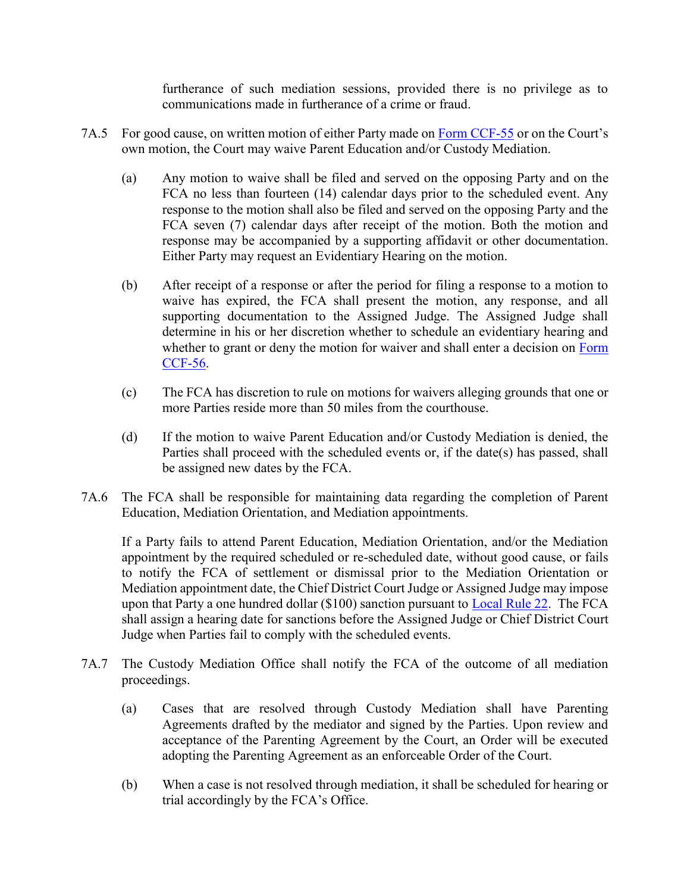furtherance of such mediation sessions, provided there is no privilege as to communications made in furtherance of a crime or fraud.

7A.5 For good cause, on written motion of either Party made on Form CCF-55 or on the Court's own motion, the Court may waive Parent Education and/or Custody Mediation.

(a) Any motion to waive shall be filed and served on the opposing Party and on the FCA no less than fourteen (14) calendar days prior to the scheduled event. Any response to the motion shall also be filed and served on the opposing Party and the FCA seven (7) calendar days after receipt of the motion. Both the motion and response may be accompanied by a supporting affidavit or other documentation. Either Party may request an Evidentiary Hearing on the motion.

(b) After receipt of a response or after the period for filing a response to a motion to waive has expired, the FCA shall present the motion, any response, and all supporting documentation to the Assigned Judge. The Assigned Judge shall determine in his or her discretion whether to schedule an evidentiary hearing and whether to grant or deny the motion for waiver and shall enter a decision on Form CCF-56.

(c) The FCA has discretion to rule on motions for waivers alleging grounds that one or more Parties reside more than 50 miles from the courthouse.

(d) If the motion to waive Parent Education and/or Custody Mediation is denied, the Parties shall proceed with the scheduled events or, if the date(s) has passed, shall be assigned new dates by the FCA.

7A.6 The FCA shall be responsible for maintaining data regarding the completion of Parent Education, Mediation Orientation, and Mediation appointments.

If a Party fails to attend Parent Education, Mediation Orientation, and/or the Mediation appointment by the required scheduled or re-scheduled date, without good cause, or fails to notify the FCA of settlement or dismissal prior to the Mediation Orientation or Mediation appointment date, the Chief District Court Judge or Assigned Judge may impose upon that Party a one hundred dollar ($100) sanction pursuant to Local Rule 22. The FCA shall assign a hearing date for sanctions before the Assigned Judge or Chief District Court Judge when Parties fail to comply with the scheduled events.

7A.7 The Custody Mediation Office shall notify the FCA of the outcome of all mediation proceedings.

(a) Cases that are resolved through Custody Mediation shall have Parenting Agreements drafted by the mediator and signed by the Parties. Upon review and acceptance of the Parenting Agreement by the Court, an Order will be executed adopting the Parenting Agreement as an enforceable Order of the Court.

(b) When a case is not resolved through mediation, it shall be scheduled for hearing or trial accordingly by the FCA's Office.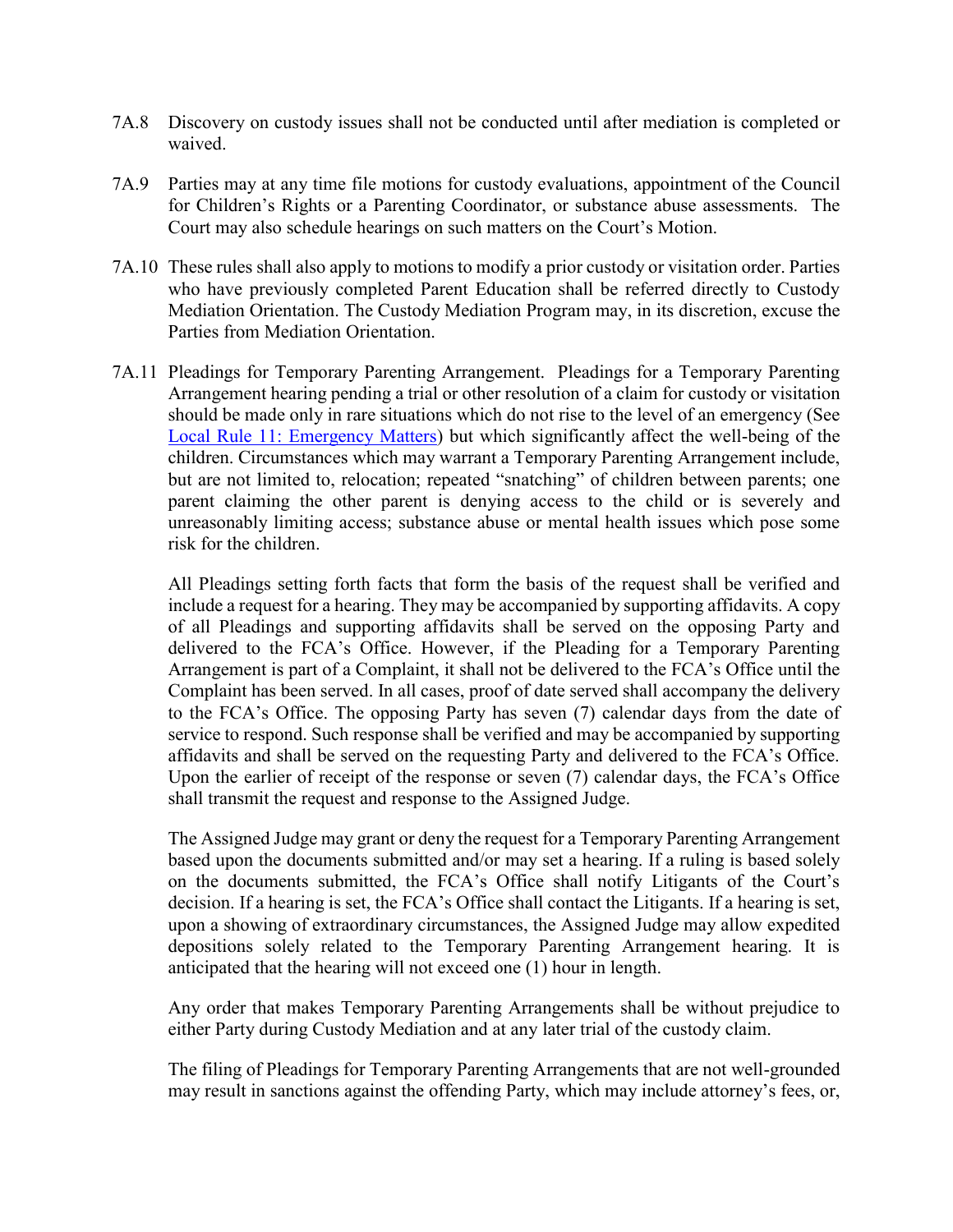7A.8 Discovery on custody issues shall not be conducted until after mediation is completed or waived.

7A.9 Parties may at any time file motions for custody evaluations, appointment of the Council for Children's Rights or a Parenting Coordinator, or substance abuse assessments. The Court may also schedule hearings on such matters on the Court's Motion.

7A.10 These rules shall also apply to motions to modify a prior custody or visitation order. Parties who have previously completed Parent Education shall be referred directly to Custody Mediation Orientation. The Custody Mediation Program may, in its discretion, excuse the Parties from Mediation Orientation.

7A.11 Pleadings for Temporary Parenting Arrangement. Pleadings for a Temporary Parenting Arrangement hearing pending a trial or other resolution of a claim for custody or visitation should be made only in rare situations which do not rise to the level of an emergency (See Local Rule 11: Emergency Matters) but which significantly affect the well-being of the children. Circumstances which may warrant a Temporary Parenting Arrangement include, but are not limited to, relocation; repeated "snatching" of children between parents; one parent claiming the other parent is denying access to the child or is severely and unreasonably limiting access; substance abuse or mental health issues which pose some risk for the children.

All Pleadings setting forth facts that form the basis of the request shall be verified and include a request for a hearing. They may be accompanied by supporting affidavits. A copy of all Pleadings and supporting affidavits shall be served on the opposing Party and delivered to the FCA's Office. However, if the Pleading for a Temporary Parenting Arrangement is part of a Complaint, it shall not be delivered to the FCA's Office until the Complaint has been served. In all cases, proof of date served shall accompany the delivery to the FCA's Office. The opposing Party has seven (7) calendar days from the date of service to respond. Such response shall be verified and may be accompanied by supporting affidavits and shall be served on the requesting Party and delivered to the FCA's Office. Upon the earlier of receipt of the response or seven (7) calendar days, the FCA's Office shall transmit the request and response to the Assigned Judge.

The Assigned Judge may grant or deny the request for a Temporary Parenting Arrangement based upon the documents submitted and/or may set a hearing. If a ruling is based solely on the documents submitted, the FCA's Office shall notify Litigants of the Court's decision. If a hearing is set, the FCA's Office shall contact the Litigants. If a hearing is set, upon a showing of extraordinary circumstances, the Assigned Judge may allow expedited depositions solely related to the Temporary Parenting Arrangement hearing. It is anticipated that the hearing will not exceed one (1) hour in length.

Any order that makes Temporary Parenting Arrangements shall be without prejudice to either Party during Custody Mediation and at any later trial of the custody claim.

The filing of Pleadings for Temporary Parenting Arrangements that are not well-grounded may result in sanctions against the offending Party, which may include attorney's fees, or,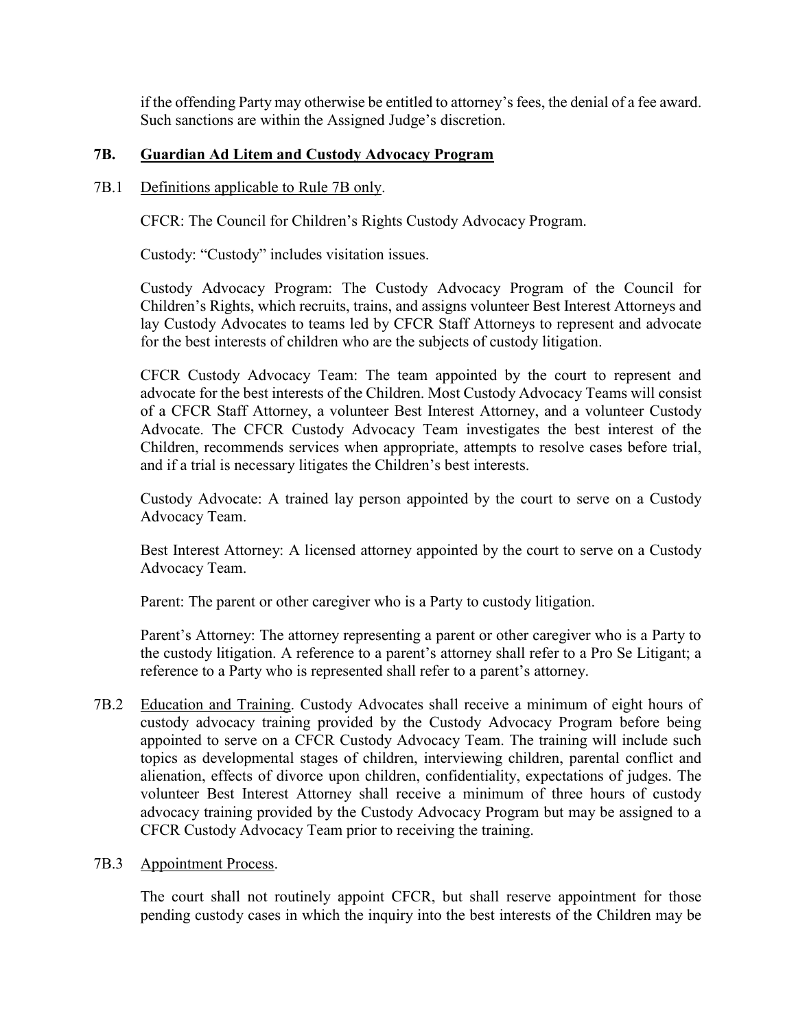if the offending Party may otherwise be entitled to attorney's fees, the denial of a fee award. Such sanctions are within the Assigned Judge's discretion.

## 7B. Guardian Ad Litem and Custody Advocacy Program

7B.1 Definitions applicable to Rule 7B only.

CFCR: The Council for Children's Rights Custody Advocacy Program.

Custody: "Custody" includes visitation issues.

Custody Advocacy Program: The Custody Advocacy Program of the Council for Children's Rights, which recruits, trains, and assigns volunteer Best Interest Attorneys and lay Custody Advocates to teams led by CFCR Staff Attorneys to represent and advocate for the best interests of children who are the subjects of custody litigation.

CFCR Custody Advocacy Team: The team appointed by the court to represent and advocate for the best interests of the Children. Most Custody Advocacy Teams will consist of a CFCR Staff Attorney, a volunteer Best Interest Attorney, and a volunteer Custody Advocate. The CFCR Custody Advocacy Team investigates the best interest of the Children, recommends services when appropriate, attempts to resolve cases before trial, and if a trial is necessary litigates the Children's best interests.

Custody Advocate: A trained lay person appointed by the court to serve on a Custody Advocacy Team.

Best Interest Attorney: A licensed attorney appointed by the court to serve on a Custody Advocacy Team.

Parent: The parent or other caregiver who is a Party to custody litigation.

Parent's Attorney: The attorney representing a parent or other caregiver who is a Party to the custody litigation. A reference to a parent's attorney shall refer to a Pro Se Litigant; a reference to a Party who is represented shall refer to a parent's attorney.

7B.2 Education and Training. Custody Advocates shall receive a minimum of eight hours of custody advocacy training provided by the Custody Advocacy Program before being appointed to serve on a CFCR Custody Advocacy Team. The training will include such topics as developmental stages of children, interviewing children, parental conflict and alienation, effects of divorce upon children, confidentiality, expectations of judges. The volunteer Best Interest Attorney shall receive a minimum of three hours of custody advocacy training provided by the Custody Advocacy Program but may be assigned to a CFCR Custody Advocacy Team prior to receiving the training.

7B.3 Appointment Process.

The court shall not routinely appoint CFCR, but shall reserve appointment for those pending custody cases in which the inquiry into the best interests of the Children may be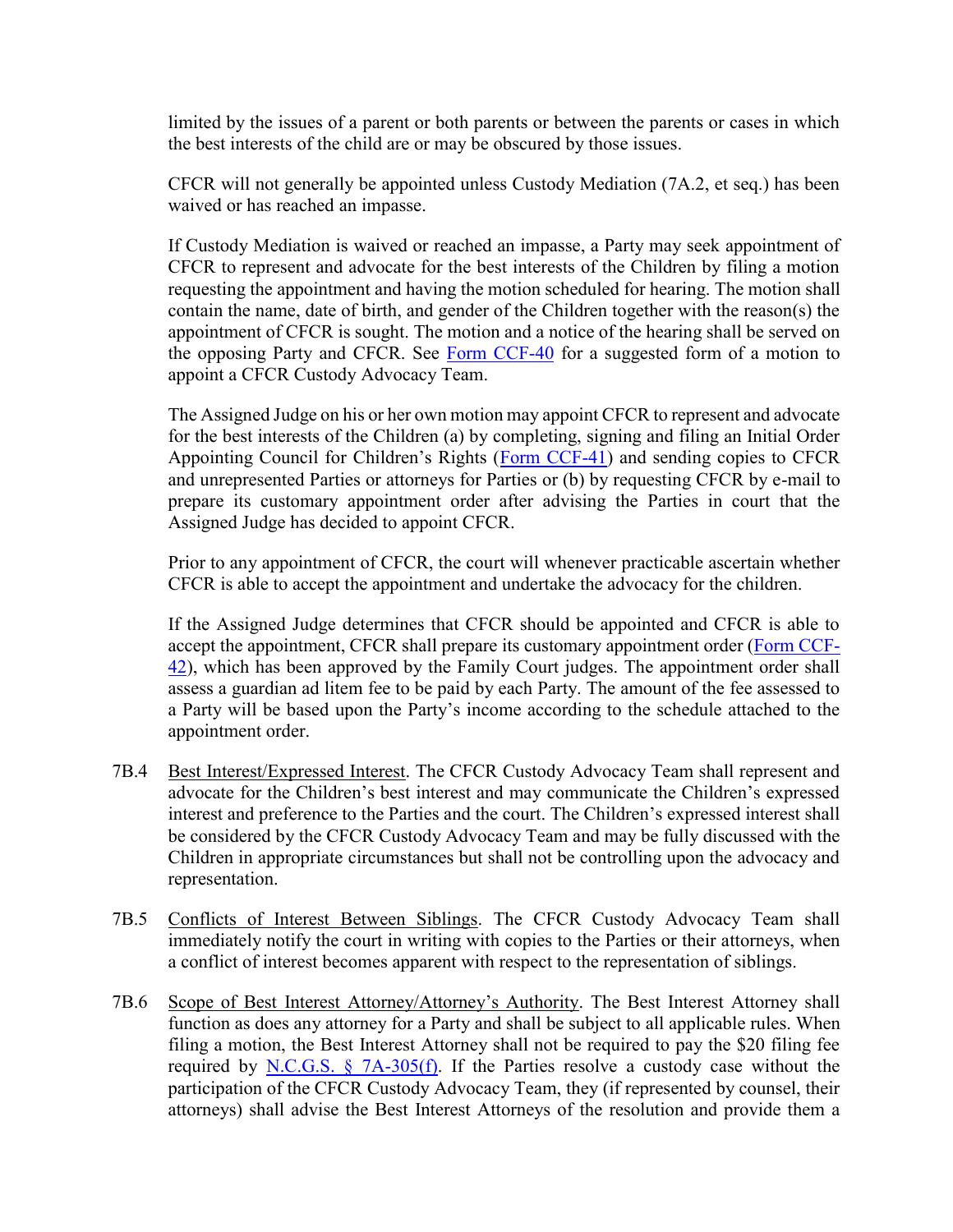limited by the issues of a parent or both parents or between the parents or cases in which the best interests of the child are or may be obscured by those issues.

CFCR will not generally be appointed unless Custody Mediation (7A.2, et seq.) has been waived or has reached an impasse.

If Custody Mediation is waived or reached an impasse, a Party may seek appointment of CFCR to represent and advocate for the best interests of the Children by filing a motion requesting the appointment and having the motion scheduled for hearing. The motion shall contain the name, date of birth, and gender of the Children together with the reason(s) the appointment of CFCR is sought. The motion and a notice of the hearing shall be served on the opposing Party and CFCR. See Form CCF-40 for a suggested form of a motion to appoint a CFCR Custody Advocacy Team.

The Assigned Judge on his or her own motion may appoint CFCR to represent and advocate for the best interests of the Children (a) by completing, signing and filing an Initial Order Appointing Council for Children's Rights (Form CCF-41) and sending copies to CFCR and unrepresented Parties or attorneys for Parties or (b) by requesting CFCR by e-mail to prepare its customary appointment order after advising the Parties in court that the Assigned Judge has decided to appoint CFCR.

Prior to any appointment of CFCR, the court will whenever practicable ascertain whether CFCR is able to accept the appointment and undertake the advocacy for the children.

If the Assigned Judge determines that CFCR should be appointed and CFCR is able to accept the appointment, CFCR shall prepare its customary appointment order (Form CCF-42), which has been approved by the Family Court judges. The appointment order shall assess a guardian ad litem fee to be paid by each Party. The amount of the fee assessed to a Party will be based upon the Party's income according to the schedule attached to the appointment order.

7B.4 Best Interest/Expressed Interest. The CFCR Custody Advocacy Team shall represent and advocate for the Children's best interest and may communicate the Children's expressed interest and preference to the Parties and the court. The Children's expressed interest shall be considered by the CFCR Custody Advocacy Team and may be fully discussed with the Children in appropriate circumstances but shall not be controlling upon the advocacy and representation.

7B.5 Conflicts of Interest Between Siblings. The CFCR Custody Advocacy Team shall immediately notify the court in writing with copies to the Parties or their attorneys, when a conflict of interest becomes apparent with respect to the representation of siblings.

7B.6 Scope of Best Interest Attorney/Attorney's Authority. The Best Interest Attorney shall function as does any attorney for a Party and shall be subject to all applicable rules. When filing a motion, the Best Interest Attorney shall not be required to pay the $20 filing fee required by N.C.G.S. § 7A-305(f). If the Parties resolve a custody case without the participation of the CFCR Custody Advocacy Team, they (if represented by counsel, their attorneys) shall advise the Best Interest Attorneys of the resolution and provide them a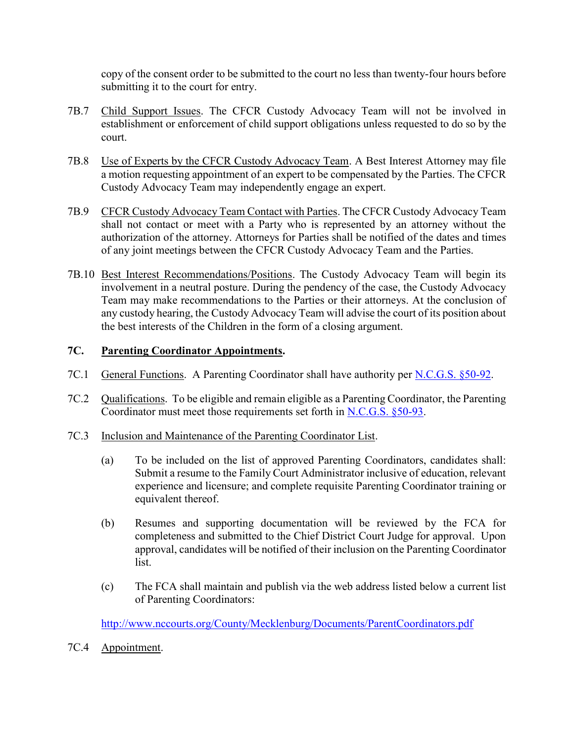copy of the consent order to be submitted to the court no less than twenty-four hours before submitting it to the court for entry.

7B.7 Child Support Issues. The CFCR Custody Advocacy Team will not be involved in establishment or enforcement of child support obligations unless requested to do so by the court.

7B.8 Use of Experts by the CFCR Custody Advocacy Team. A Best Interest Attorney may file a motion requesting appointment of an expert to be compensated by the Parties. The CFCR Custody Advocacy Team may independently engage an expert.

7B.9 CFCR Custody Advocacy Team Contact with Parties. The CFCR Custody Advocacy Team shall not contact or meet with a Party who is represented by an attorney without the authorization of the attorney. Attorneys for Parties shall be notified of the dates and times of any joint meetings between the CFCR Custody Advocacy Team and the Parties.

7B.10 Best Interest Recommendations/Positions. The Custody Advocacy Team will begin its involvement in a neutral posture. During the pendency of the case, the Custody Advocacy Team may make recommendations to the Parties or their attorneys. At the conclusion of any custody hearing, the Custody Advocacy Team will advise the court of its position about the best interests of the Children in the form of a closing argument.

## 7C. Parenting Coordinator Appointments.

7C.1 General Functions. A Parenting Coordinator shall have authority per N.C.G.S. §50-92.

7C.2 Qualifications. To be eligible and remain eligible as a Parenting Coordinator, the Parenting Coordinator must meet those requirements set forth in N.C.G.S. §50-93.

7C.3 Inclusion and Maintenance of the Parenting Coordinator List.

(a) To be included on the list of approved Parenting Coordinators, candidates shall: Submit a resume to the Family Court Administrator inclusive of education, relevant experience and licensure; and complete requisite Parenting Coordinator training or equivalent thereof.

(b) Resumes and supporting documentation will be reviewed by the FCA for completeness and submitted to the Chief District Court Judge for approval. Upon approval, candidates will be notified of their inclusion on the Parenting Coordinator list.

(c) The FCA shall maintain and publish via the web address listed below a current list of Parenting Coordinators:

http://www.nccourts.org/County/Mecklenburg/Documents/ParentCoordinators.pdf

7C.4 Appointment.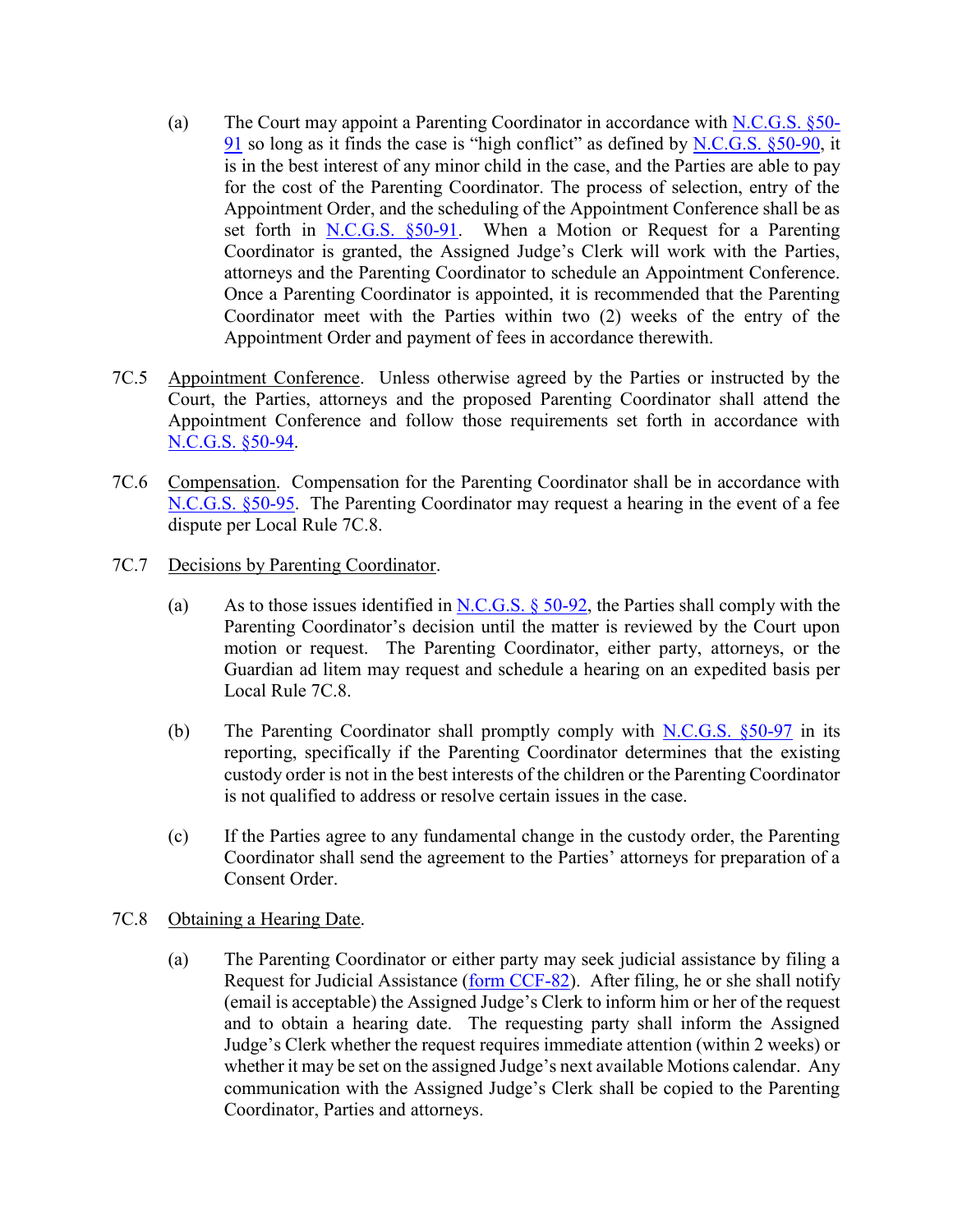(a) The Court may appoint a Parenting Coordinator in accordance with N.C.G.S. §50-91 so long as it finds the case is "high conflict" as defined by N.C.G.S. §50-90, it is in the best interest of any minor child in the case, and the Parties are able to pay for the cost of the Parenting Coordinator. The process of selection, entry of the Appointment Order, and the scheduling of the Appointment Conference shall be as set forth in N.C.G.S. §50-91. When a Motion or Request for a Parenting Coordinator is granted, the Assigned Judge's Clerk will work with the Parties, attorneys and the Parenting Coordinator to schedule an Appointment Conference. Once a Parenting Coordinator is appointed, it is recommended that the Parenting Coordinator meet with the Parties within two (2) weeks of the entry of the Appointment Order and payment of fees in accordance therewith.

7C.5 Appointment Conference. Unless otherwise agreed by the Parties or instructed by the Court, the Parties, attorneys and the proposed Parenting Coordinator shall attend the Appointment Conference and follow those requirements set forth in accordance with N.C.G.S. §50-94.

7C.6 Compensation. Compensation for the Parenting Coordinator shall be in accordance with N.C.G.S. §50-95. The Parenting Coordinator may request a hearing in the event of a fee dispute per Local Rule 7C.8.

7C.7 Decisions by Parenting Coordinator.

(a) As to those issues identified in N.C.G.S. § 50-92, the Parties shall comply with the Parenting Coordinator's decision until the matter is reviewed by the Court upon motion or request. The Parenting Coordinator, either party, attorneys, or the Guardian ad litem may request and schedule a hearing on an expedited basis per Local Rule 7C.8.

(b) The Parenting Coordinator shall promptly comply with N.C.G.S. §50-97 in its reporting, specifically if the Parenting Coordinator determines that the existing custody order is not in the best interests of the children or the Parenting Coordinator is not qualified to address or resolve certain issues in the case.

(c) If the Parties agree to any fundamental change in the custody order, the Parenting Coordinator shall send the agreement to the Parties' attorneys for preparation of a Consent Order.

7C.8 Obtaining a Hearing Date.

(a) The Parenting Coordinator or either party may seek judicial assistance by filing a Request for Judicial Assistance (form CCF-82). After filing, he or she shall notify (email is acceptable) the Assigned Judge's Clerk to inform him or her of the request and to obtain a hearing date. The requesting party shall inform the Assigned Judge's Clerk whether the request requires immediate attention (within 2 weeks) or whether it may be set on the assigned Judge's next available Motions calendar. Any communication with the Assigned Judge's Clerk shall be copied to the Parenting Coordinator, Parties and attorneys.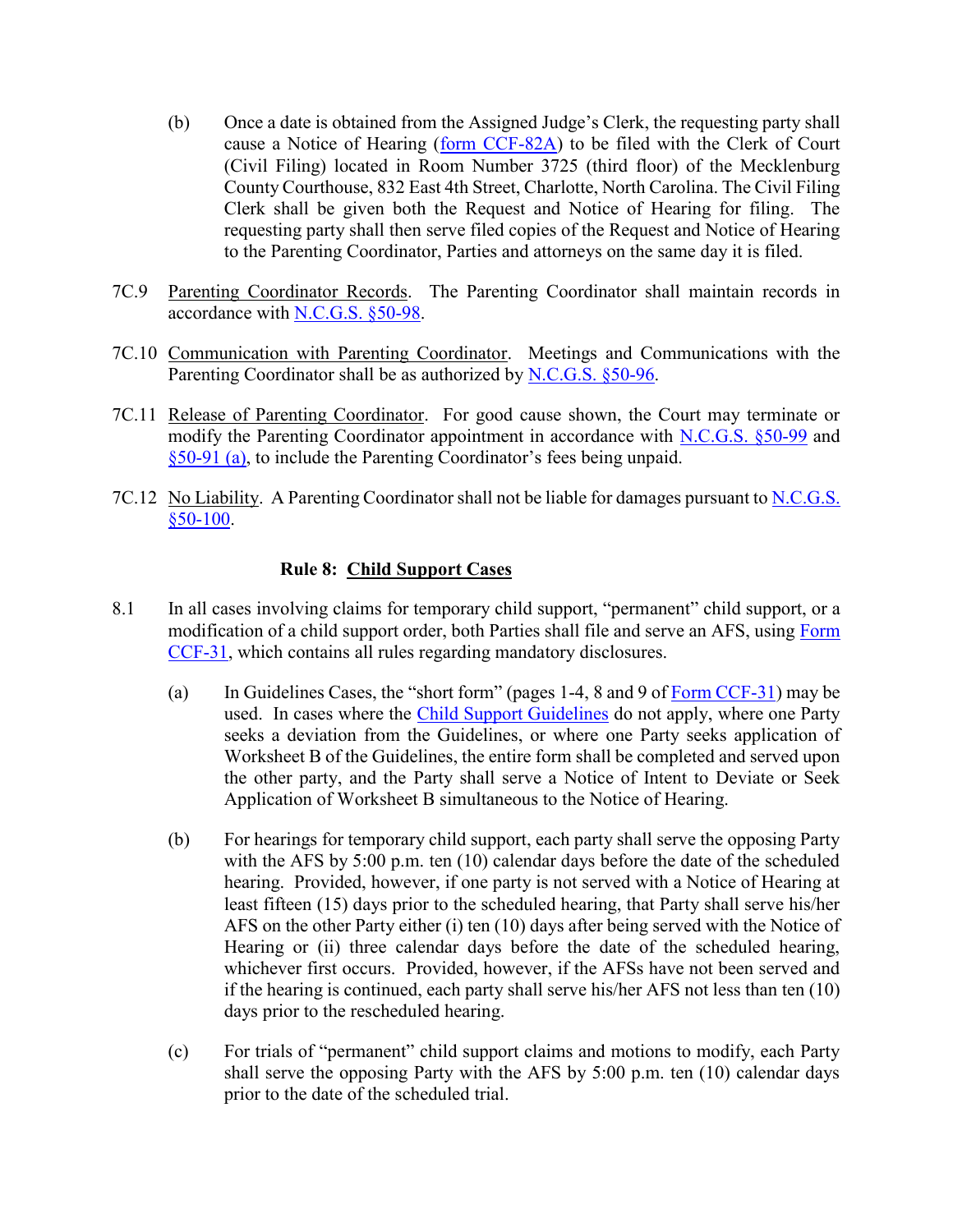(b) Once a date is obtained from the Assigned Judge's Clerk, the requesting party shall cause a Notice of Hearing (form CCF-82A) to be filed with the Clerk of Court (Civil Filing) located in Room Number 3725 (third floor) of the Mecklenburg County Courthouse, 832 East 4th Street, Charlotte, North Carolina. The Civil Filing Clerk shall be given both the Request and Notice of Hearing for filing. The requesting party shall then serve filed copies of the Request and Notice of Hearing to the Parenting Coordinator, Parties and attorneys on the same day it is filed.

7C.9 Parenting Coordinator Records. The Parenting Coordinator shall maintain records in accordance with N.C.G.S. §50-98.

7C.10 Communication with Parenting Coordinator. Meetings and Communications with the Parenting Coordinator shall be as authorized by N.C.G.S. §50-96.

7C.11 Release of Parenting Coordinator. For good cause shown, the Court may terminate or modify the Parenting Coordinator appointment in accordance with N.C.G.S. §50-99 and §50-91 (a), to include the Parenting Coordinator's fees being unpaid.

7C.12 No Liability. A Parenting Coordinator shall not be liable for damages pursuant to N.C.G.S. §50-100.

## Rule 8: Child Support Cases

8.1 In all cases involving claims for temporary child support, "permanent" child support, or a modification of a child support order, both Parties shall file and serve an AFS, using Form CCF-31, which contains all rules regarding mandatory disclosures.

(a) In Guidelines Cases, the "short form" (pages 1-4, 8 and 9 of Form CCF-31) may be used. In cases where the Child Support Guidelines do not apply, where one Party seeks a deviation from the Guidelines, or where one Party seeks application of Worksheet B of the Guidelines, the entire form shall be completed and served upon the other party, and the Party shall serve a Notice of Intent to Deviate or Seek Application of Worksheet B simultaneous to the Notice of Hearing.

(b) For hearings for temporary child support, each party shall serve the opposing Party with the AFS by 5:00 p.m. ten (10) calendar days before the date of the scheduled hearing. Provided, however, if one party is not served with a Notice of Hearing at least fifteen (15) days prior to the scheduled hearing, that Party shall serve his/her AFS on the other Party either (i) ten (10) days after being served with the Notice of Hearing or (ii) three calendar days before the date of the scheduled hearing, whichever first occurs. Provided, however, if the AFSs have not been served and if the hearing is continued, each party shall serve his/her AFS not less than ten (10) days prior to the rescheduled hearing.

(c) For trials of "permanent" child support claims and motions to modify, each Party shall serve the opposing Party with the AFS by 5:00 p.m. ten (10) calendar days prior to the date of the scheduled trial.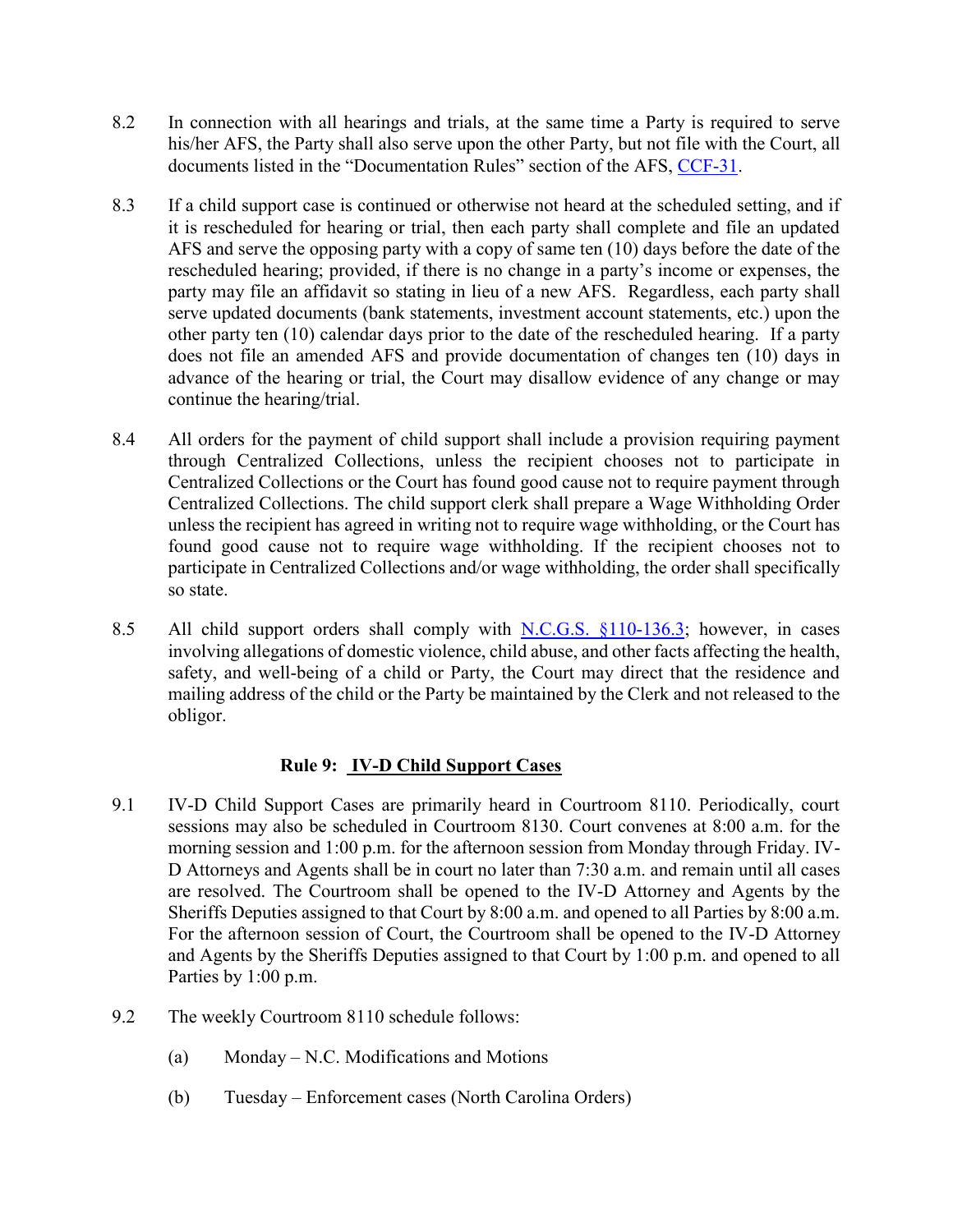8.2 In connection with all hearings and trials, at the same time a Party is required to serve his/her AFS, the Party shall also serve upon the other Party, but not file with the Court, all documents listed in the "Documentation Rules" section of the AFS, [CCF-31](CCF-31).

8.3 If a child support case is continued or otherwise not heard at the scheduled setting, and if it is rescheduled for hearing or trial, then each party shall complete and file an updated AFS and serve the opposing party with a copy of same ten (10) days before the date of the rescheduled hearing; provided, if there is no change in a party's income or expenses, the party may file an affidavit so stating in lieu of a new AFS. Regardless, each party shall serve updated documents (bank statements, investment account statements, etc.) upon the other party ten (10) calendar days prior to the date of the rescheduled hearing. If a party does not file an amended AFS and provide documentation of changes ten (10) days in advance of the hearing or trial, the Court may disallow evidence of any change or may continue the hearing/trial.

8.4 All orders for the payment of child support shall include a provision requiring payment through Centralized Collections, unless the recipient chooses not to participate in Centralized Collections or the Court has found good cause not to require payment through Centralized Collections. The child support clerk shall prepare a Wage Withholding Order unless the recipient has agreed in writing not to require wage withholding, or the Court has found good cause not to require wage withholding. If the recipient chooses not to participate in Centralized Collections and/or wage withholding, the order shall specifically so state.

8.5 All child support orders shall comply with N.C.G.S. §110-136.3; however, in cases involving allegations of domestic violence, child abuse, and other facts affecting the health, safety, and well-being of a child or Party, the Court may direct that the residence and mailing address of the child or the Party be maintained by the Clerk and not released to the obligor.

## Rule 9: IV-D Child Support Cases

9.1 IV-D Child Support Cases are primarily heard in Courtroom 8110. Periodically, court sessions may also be scheduled in Courtroom 8130. Court convenes at 8:00 a.m. for the morning session and 1:00 p.m. for the afternoon session from Monday through Friday. IV-D Attorneys and Agents shall be in court no later than 7:30 a.m. and remain until all cases are resolved. The Courtroom shall be opened to the IV-D Attorney and Agents by the Sheriffs Deputies assigned to that Court by 8:00 a.m. and opened to all Parties by 8:00 a.m. For the afternoon session of Court, the Courtroom shall be opened to the IV-D Attorney and Agents by the Sheriffs Deputies assigned to that Court by 1:00 p.m. and opened to all Parties by 1:00 p.m.

9.2 The weekly Courtroom 8110 schedule follows:

(a) Monday – N.C. Modifications and Motions

(b) Tuesday – Enforcement cases (North Carolina Orders)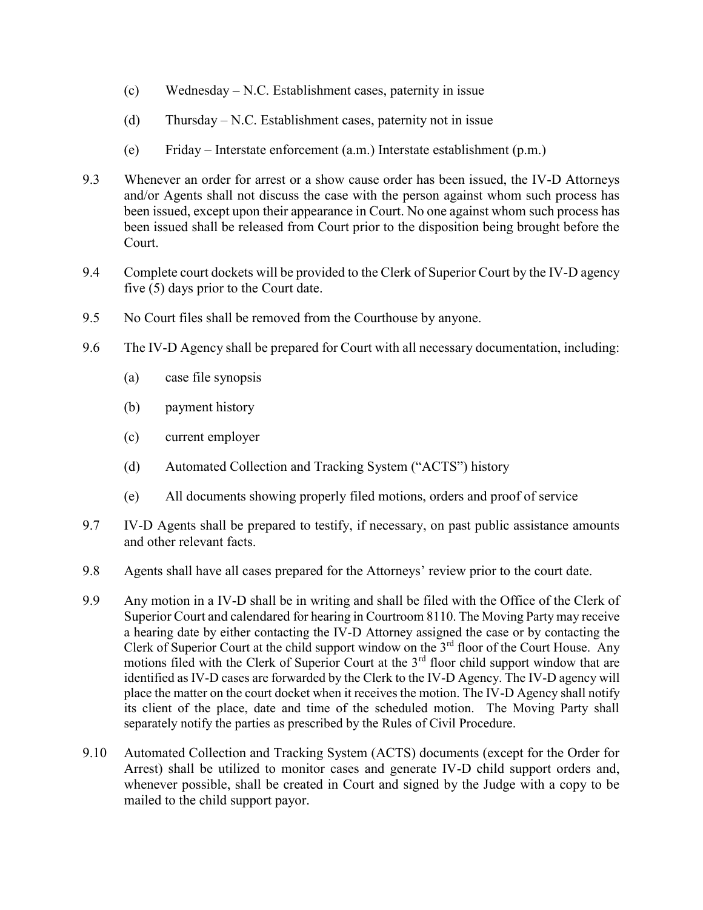(c) Wednesday – N.C. Establishment cases, paternity in issue

(d) Thursday – N.C. Establishment cases, paternity not in issue

(e) Friday – Interstate enforcement (a.m.) Interstate establishment (p.m.)

9.3 Whenever an order for arrest or a show cause order has been issued, the IV-D Attorneys and/or Agents shall not discuss the case with the person against whom such process has been issued, except upon their appearance in Court. No one against whom such process has been issued shall be released from Court prior to the disposition being brought before the Court.

9.4 Complete court dockets will be provided to the Clerk of Superior Court by the IV-D agency five (5) days prior to the Court date.

9.5 No Court files shall be removed from the Courthouse by anyone.

9.6 The IV-D Agency shall be prepared for Court with all necessary documentation, including:

(a) case file synopsis

(b) payment history

(c) current employer

(d) Automated Collection and Tracking System ("ACTS") history

(e) All documents showing properly filed motions, orders and proof of service

9.7 IV-D Agents shall be prepared to testify, if necessary, on past public assistance amounts and other relevant facts.

9.8 Agents shall have all cases prepared for the Attorneys' review prior to the court date.

9.9 Any motion in a IV-D shall be in writing and shall be filed with the Office of the Clerk of Superior Court and calendared for hearing in Courtroom 8110. The Moving Party may receive a hearing date by either contacting the IV-D Attorney assigned the case or by contacting the Clerk of Superior Court at the child support window on the 3rd floor of the Court House. Any motions filed with the Clerk of Superior Court at the 3rd floor child support window that are identified as IV-D cases are forwarded by the Clerk to the IV-D Agency. The IV-D agency will place the matter on the court docket when it receives the motion. The IV-D Agency shall notify its client of the place, date and time of the scheduled motion. The Moving Party shall separately notify the parties as prescribed by the Rules of Civil Procedure.

9.10 Automated Collection and Tracking System (ACTS) documents (except for the Order for Arrest) shall be utilized to monitor cases and generate IV-D child support orders and, whenever possible, shall be created in Court and signed by the Judge with a copy to be mailed to the child support payor.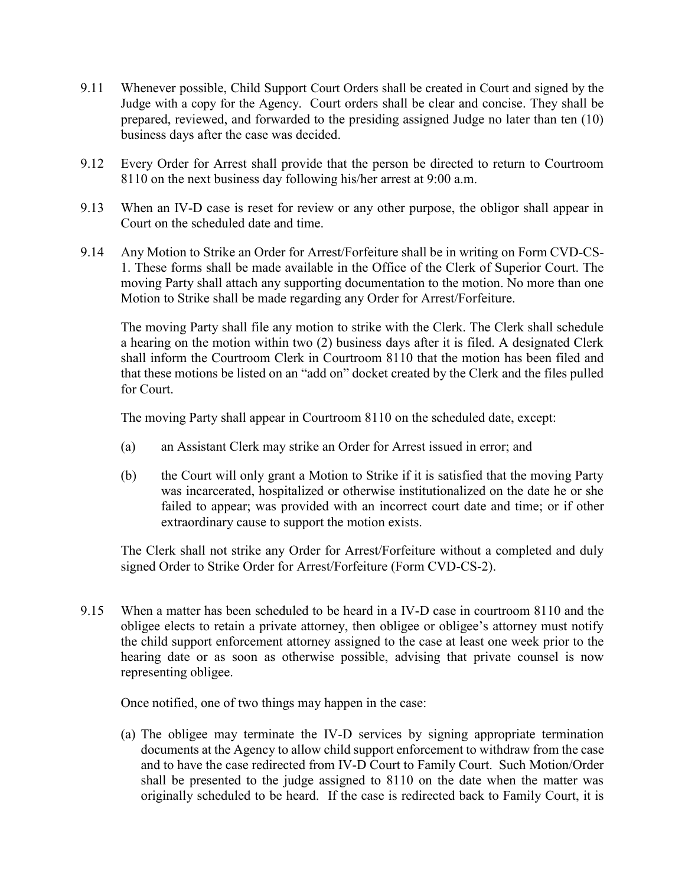9.11 Whenever possible, Child Support Court Orders shall be created in Court and signed by the Judge with a copy for the Agency. Court orders shall be clear and concise. They shall be prepared, reviewed, and forwarded to the presiding assigned Judge no later than ten (10) business days after the case was decided.

9.12 Every Order for Arrest shall provide that the person be directed to return to Courtroom 8110 on the next business day following his/her arrest at 9:00 a.m.

9.13 When an IV-D case is reset for review or any other purpose, the obligor shall appear in Court on the scheduled date and time.

9.14 Any Motion to Strike an Order for Arrest/Forfeiture shall be in writing on Form CVD-CS-1. These forms shall be made available in the Office of the Clerk of Superior Court. The moving Party shall attach any supporting documentation to the motion. No more than one Motion to Strike shall be made regarding any Order for Arrest/Forfeiture.

The moving Party shall file any motion to strike with the Clerk. The Clerk shall schedule a hearing on the motion within two (2) business days after it is filed. A designated Clerk shall inform the Courtroom Clerk in Courtroom 8110 that the motion has been filed and that these motions be listed on an "add on" docket created by the Clerk and the files pulled for Court.

The moving Party shall appear in Courtroom 8110 on the scheduled date, except:

(a) an Assistant Clerk may strike an Order for Arrest issued in error; and

(b) the Court will only grant a Motion to Strike if it is satisfied that the moving Party was incarcerated, hospitalized or otherwise institutionalized on the date he or she failed to appear; was provided with an incorrect court date and time; or if other extraordinary cause to support the motion exists.

The Clerk shall not strike any Order for Arrest/Forfeiture without a completed and duly signed Order to Strike Order for Arrest/Forfeiture (Form CVD-CS-2).

9.15 When a matter has been scheduled to be heard in a IV-D case in courtroom 8110 and the obligee elects to retain a private attorney, then obligee or obligee's attorney must notify the child support enforcement attorney assigned to the case at least one week prior to the hearing date or as soon as otherwise possible, advising that private counsel is now representing obligee.

Once notified, one of two things may happen in the case:

(a) The obligee may terminate the IV-D services by signing appropriate termination documents at the Agency to allow child support enforcement to withdraw from the case and to have the case redirected from IV-D Court to Family Court. Such Motion/Order shall be presented to the judge assigned to 8110 on the date when the matter was originally scheduled to be heard. If the case is redirected back to Family Court, it is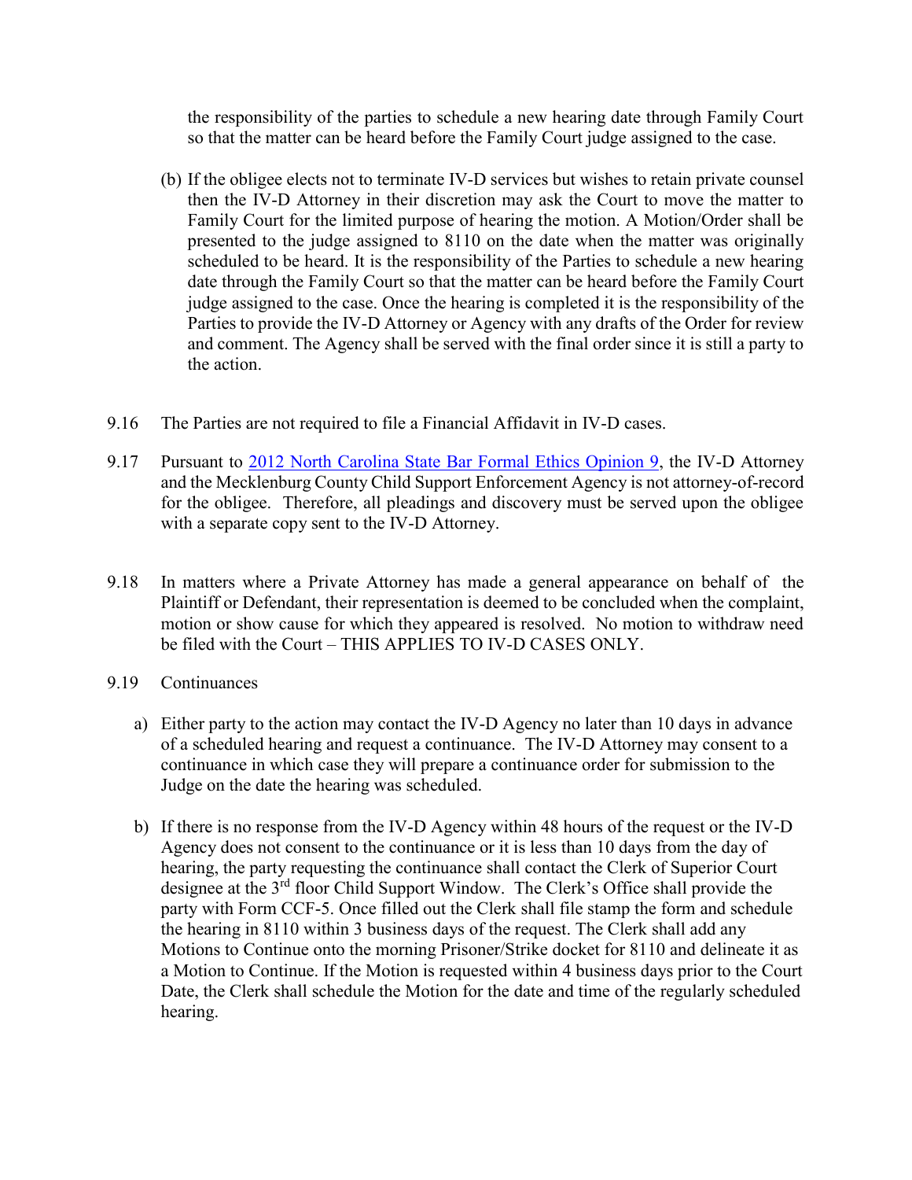the responsibility of the parties to schedule a new hearing date through Family Court so that the matter can be heard before the Family Court judge assigned to the case.

(b) If the obligee elects not to terminate IV-D services but wishes to retain private counsel then the IV-D Attorney in their discretion may ask the Court to move the matter to Family Court for the limited purpose of hearing the motion. A Motion/Order shall be presented to the judge assigned to 8110 on the date when the matter was originally scheduled to be heard. It is the responsibility of the Parties to schedule a new hearing date through the Family Court so that the matter can be heard before the Family Court judge assigned to the case. Once the hearing is completed it is the responsibility of the Parties to provide the IV-D Attorney or Agency with any drafts of the Order for review and comment. The Agency shall be served with the final order since it is still a party to the action.

9.16 The Parties are not required to file a Financial Affidavit in IV-D cases.

9.17 Pursuant to 2012 North Carolina State Bar Formal Ethics Opinion 9, the IV-D Attorney and the Mecklenburg County Child Support Enforcement Agency is not attorney-of-record for the obligee. Therefore, all pleadings and discovery must be served upon the obligee with a separate copy sent to the IV-D Attorney.

9.18 In matters where a Private Attorney has made a general appearance on behalf of the Plaintiff or Defendant, their representation is deemed to be concluded when the complaint, motion or show cause for which they appeared is resolved. No motion to withdraw need be filed with the Court – THIS APPLIES TO IV-D CASES ONLY.

9.19 Continuances

a) Either party to the action may contact the IV-D Agency no later than 10 days in advance of a scheduled hearing and request a continuance. The IV-D Attorney may consent to a continuance in which case they will prepare a continuance order for submission to the Judge on the date the hearing was scheduled.

b) If there is no response from the IV-D Agency within 48 hours of the request or the IV-D Agency does not consent to the continuance or it is less than 10 days from the day of hearing, the party requesting the continuance shall contact the Clerk of Superior Court designee at the 3rd floor Child Support Window. The Clerk's Office shall provide the party with Form CCF-5. Once filled out the Clerk shall file stamp the form and schedule the hearing in 8110 within 3 business days of the request. The Clerk shall add any Motions to Continue onto the morning Prisoner/Strike docket for 8110 and delineate it as a Motion to Continue. If the Motion is requested within 4 business days prior to the Court Date, the Clerk shall schedule the Motion for the date and time of the regularly scheduled hearing.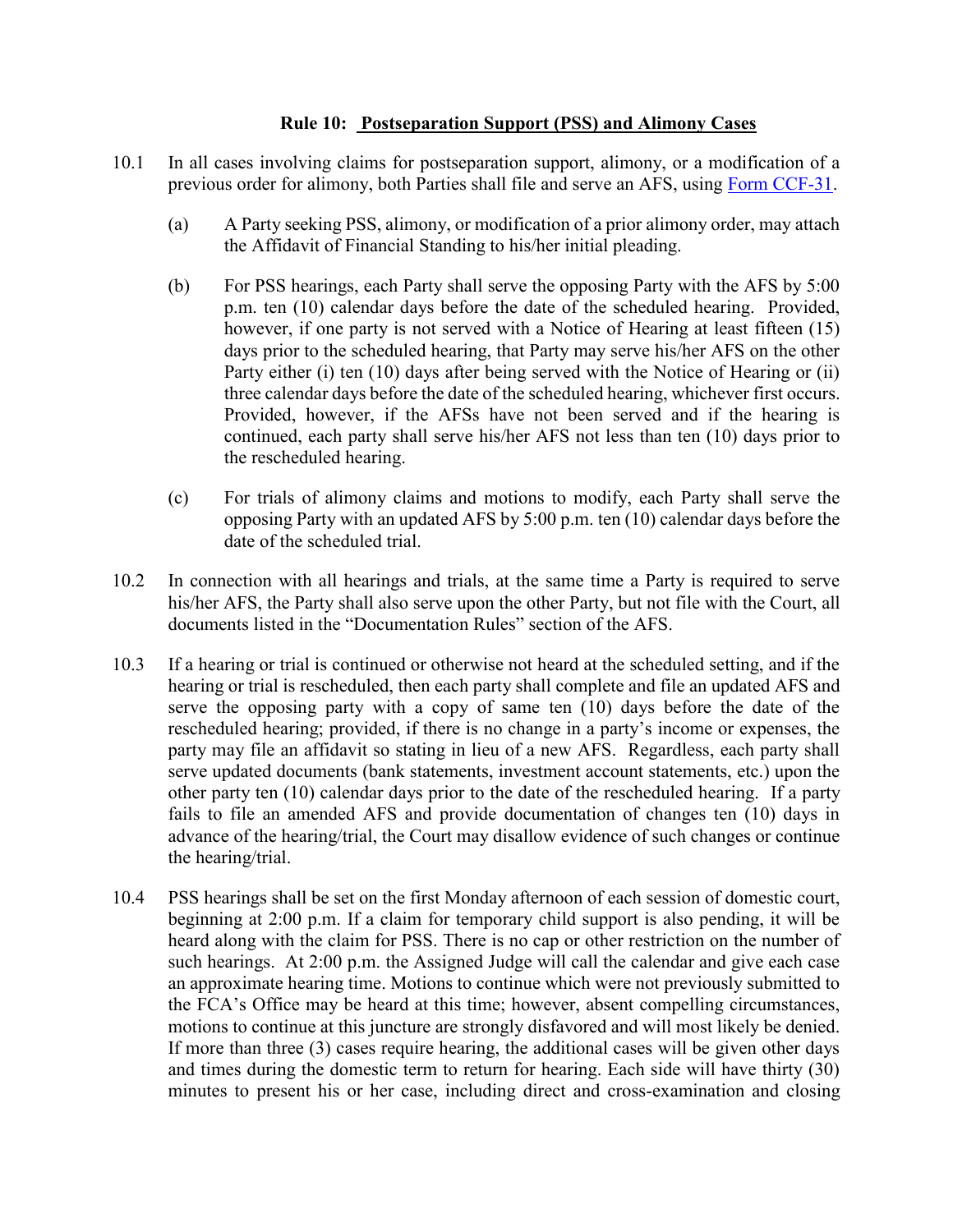## Rule 10: Postseparation Support (PSS) and Alimony Cases

10.1 In all cases involving claims for postseparation support, alimony, or a modification of a previous order for alimony, both Parties shall file and serve an AFS, using [Form CCF-31](Form CCF-31).

(a) A Party seeking PSS, alimony, or modification of a prior alimony order, may attach the Affidavit of Financial Standing to his/her initial pleading.

(b) For PSS hearings, each Party shall serve the opposing Party with the AFS by 5:00 p.m. ten (10) calendar days before the date of the scheduled hearing. Provided, however, if one party is not served with a Notice of Hearing at least fifteen (15) days prior to the scheduled hearing, that Party may serve his/her AFS on the other Party either (i) ten (10) days after being served with the Notice of Hearing or (ii) three calendar days before the date of the scheduled hearing, whichever first occurs. Provided, however, if the AFSs have not been served and if the hearing is continued, each party shall serve his/her AFS not less than ten (10) days prior to the rescheduled hearing.

(c) For trials of alimony claims and motions to modify, each Party shall serve the opposing Party with an updated AFS by 5:00 p.m. ten (10) calendar days before the date of the scheduled trial.

10.2 In connection with all hearings and trials, at the same time a Party is required to serve his/her AFS, the Party shall also serve upon the other Party, but not file with the Court, all documents listed in the "Documentation Rules" section of the AFS.

10.3 If a hearing or trial is continued or otherwise not heard at the scheduled setting, and if the hearing or trial is rescheduled, then each party shall complete and file an updated AFS and serve the opposing party with a copy of same ten (10) days before the date of the rescheduled hearing; provided, if there is no change in a party's income or expenses, the party may file an affidavit so stating in lieu of a new AFS. Regardless, each party shall serve updated documents (bank statements, investment account statements, etc.) upon the other party ten (10) calendar days prior to the date of the rescheduled hearing. If a party fails to file an amended AFS and provide documentation of changes ten (10) days in advance of the hearing/trial, the Court may disallow evidence of such changes or continue the hearing/trial.

10.4 PSS hearings shall be set on the first Monday afternoon of each session of domestic court, beginning at 2:00 p.m. If a claim for temporary child support is also pending, it will be heard along with the claim for PSS. There is no cap or other restriction on the number of such hearings. At 2:00 p.m. the Assigned Judge will call the calendar and give each case an approximate hearing time. Motions to continue which were not previously submitted to the FCA's Office may be heard at this time; however, absent compelling circumstances, motions to continue at this juncture are strongly disfavored and will most likely be denied. If more than three (3) cases require hearing, the additional cases will be given other days and times during the domestic term to return for hearing. Each side will have thirty (30) minutes to present his or her case, including direct and cross-examination and closing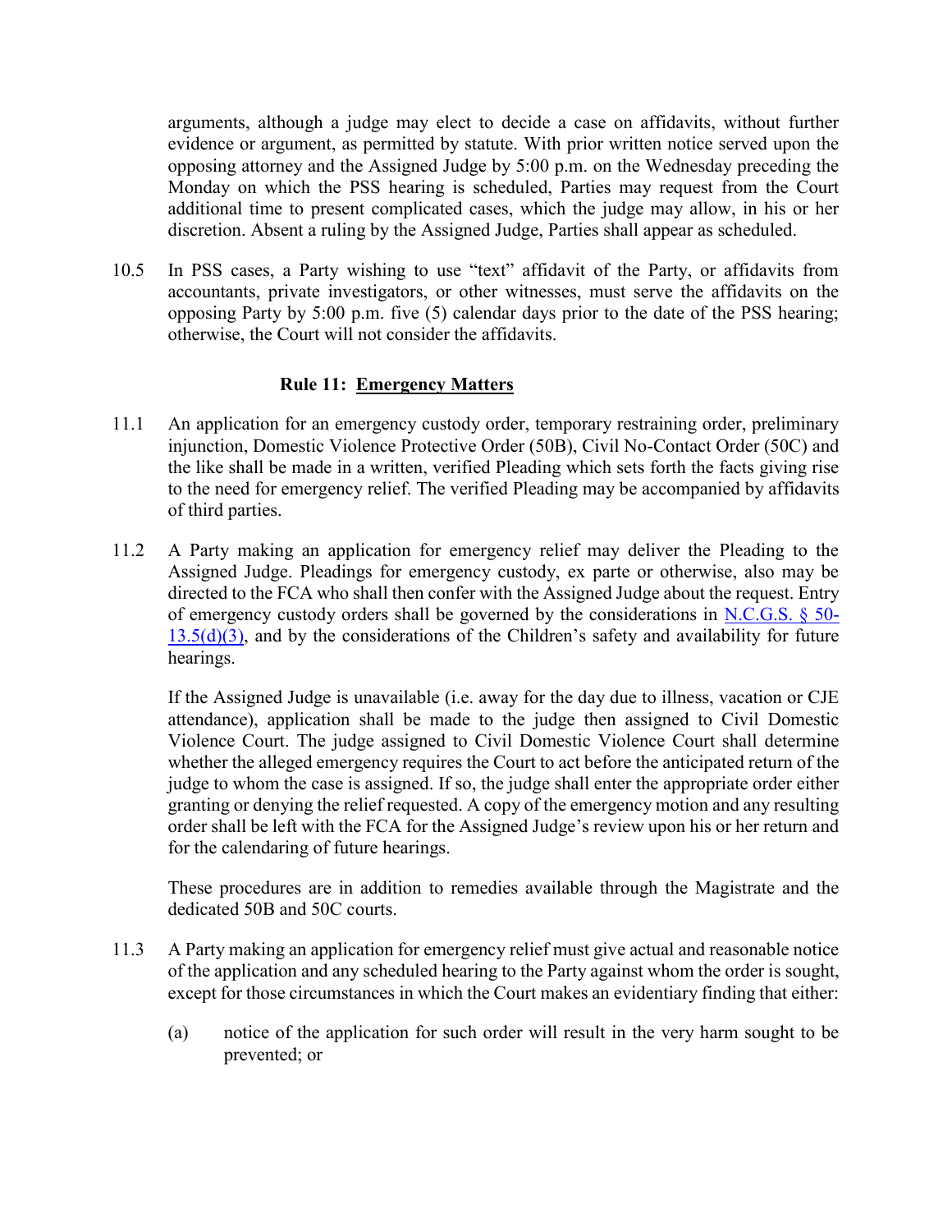arguments, although a judge may elect to decide a case on affidavits, without further evidence or argument, as permitted by statute. With prior written notice served upon the opposing attorney and the Assigned Judge by 5:00 p.m. on the Wednesday preceding the Monday on which the PSS hearing is scheduled, Parties may request from the Court additional time to present complicated cases, which the judge may allow, in his or her discretion. Absent a ruling by the Assigned Judge, Parties shall appear as scheduled.

10.5 In PSS cases, a Party wishing to use "text" affidavit of the Party, or affidavits from accountants, private investigators, or other witnesses, must serve the affidavits on the opposing Party by 5:00 p.m. five (5) calendar days prior to the date of the PSS hearing; otherwise, the Court will not consider the affidavits.

## Rule 11: Emergency Matters

11.1 An application for an emergency custody order, temporary restraining order, preliminary injunction, Domestic Violence Protective Order (50B), Civil No-Contact Order (50C) and the like shall be made in a written, verified Pleading which sets forth the facts giving rise to the need for emergency relief. The verified Pleading may be accompanied by affidavits of third parties.

11.2 A Party making an application for emergency relief may deliver the Pleading to the Assigned Judge. Pleadings for emergency custody, ex parte or otherwise, also may be directed to the FCA who shall then confer with the Assigned Judge about the request. Entry of emergency custody orders shall be governed by the considerations in N.C.G.S. § 50-13.5(d)(3), and by the considerations of the Children's safety and availability for future hearings.

If the Assigned Judge is unavailable (i.e. away for the day due to illness, vacation or CJE attendance), application shall be made to the judge then assigned to Civil Domestic Violence Court. The judge assigned to Civil Domestic Violence Court shall determine whether the alleged emergency requires the Court to act before the anticipated return of the judge to whom the case is assigned. If so, the judge shall enter the appropriate order either granting or denying the relief requested. A copy of the emergency motion and any resulting order shall be left with the FCA for the Assigned Judge's review upon his or her return and for the calendaring of future hearings.

These procedures are in addition to remedies available through the Magistrate and the dedicated 50B and 50C courts.

11.3 A Party making an application for emergency relief must give actual and reasonable notice of the application and any scheduled hearing to the Party against whom the order is sought, except for those circumstances in which the Court makes an evidentiary finding that either:

(a) notice of the application for such order will result in the very harm sought to be prevented; or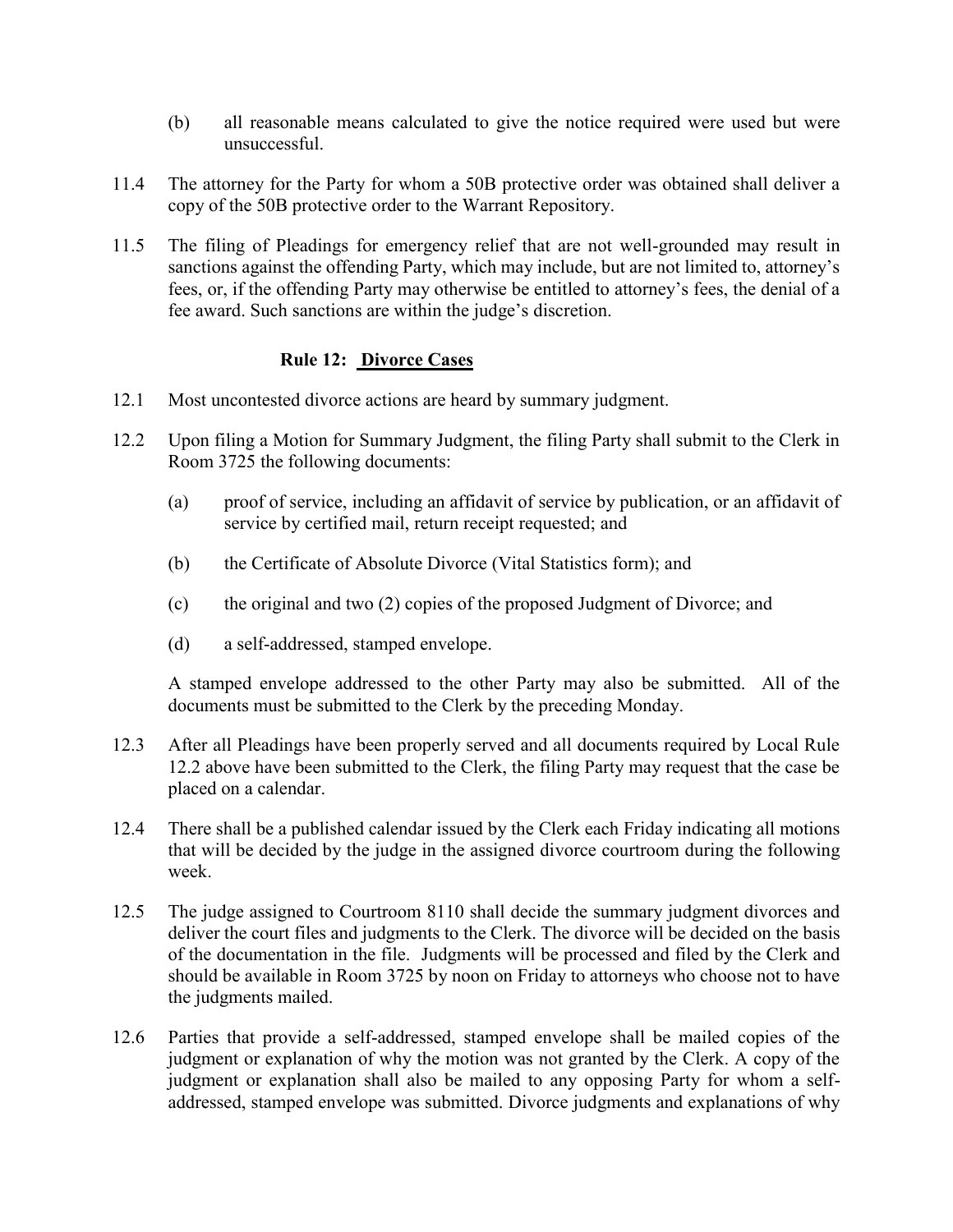(b) all reasonable means calculated to give the notice required were used but were unsuccessful.

11.4 The attorney for the Party for whom a 50B protective order was obtained shall deliver a copy of the 50B protective order to the Warrant Repository.

11.5 The filing of Pleadings for emergency relief that are not well-grounded may result in sanctions against the offending Party, which may include, but are not limited to, attorney's fees, or, if the offending Party may otherwise be entitled to attorney's fees, the denial of a fee award. Such sanctions are within the judge's discretion.

## Rule 12: Divorce Cases

12.1 Most uncontested divorce actions are heard by summary judgment.

12.2 Upon filing a Motion for Summary Judgment, the filing Party shall submit to the Clerk in Room 3725 the following documents:

(a) proof of service, including an affidavit of service by publication, or an affidavit of service by certified mail, return receipt requested; and

(b) the Certificate of Absolute Divorce (Vital Statistics form); and

(c) the original and two (2) copies of the proposed Judgment of Divorce; and

(d) a self-addressed, stamped envelope.

A stamped envelope addressed to the other Party may also be submitted. All of the documents must be submitted to the Clerk by the preceding Monday.

12.3 After all Pleadings have been properly served and all documents required by Local Rule 12.2 above have been submitted to the Clerk, the filing Party may request that the case be placed on a calendar.

12.4 There shall be a published calendar issued by the Clerk each Friday indicating all motions that will be decided by the judge in the assigned divorce courtroom during the following week.

12.5 The judge assigned to Courtroom 8110 shall decide the summary judgment divorces and deliver the court files and judgments to the Clerk. The divorce will be decided on the basis of the documentation in the file. Judgments will be processed and filed by the Clerk and should be available in Room 3725 by noon on Friday to attorneys who choose not to have the judgments mailed.

12.6 Parties that provide a self-addressed, stamped envelope shall be mailed copies of the judgment or explanation of why the motion was not granted by the Clerk. A copy of the judgment or explanation shall also be mailed to any opposing Party for whom a self-addressed, stamped envelope was submitted. Divorce judgments and explanations of why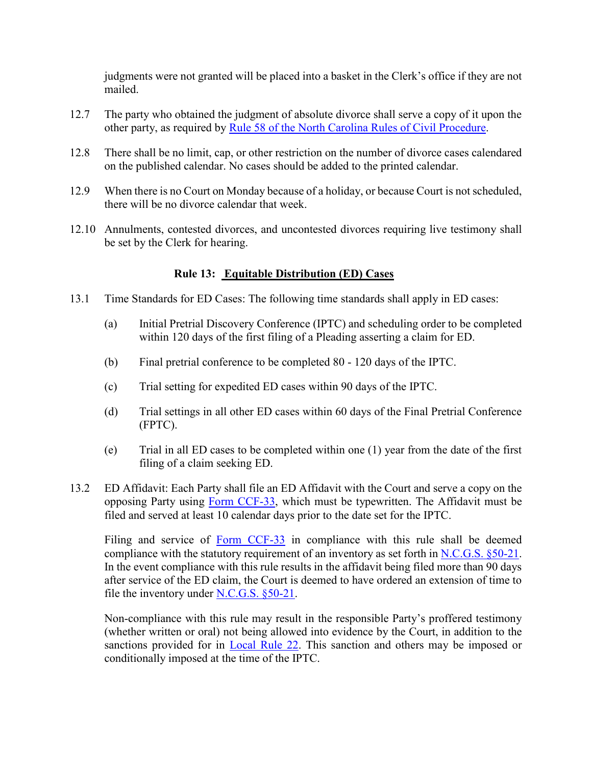judgments were not granted will be placed into a basket in the Clerk's office if they are not mailed.

12.7 The party who obtained the judgment of absolute divorce shall serve a copy of it upon the other party, as required by Rule 58 of the North Carolina Rules of Civil Procedure.

12.8 There shall be no limit, cap, or other restriction on the number of divorce cases calendared on the published calendar. No cases should be added to the printed calendar.

12.9 When there is no Court on Monday because of a holiday, or because Court is not scheduled, there will be no divorce calendar that week.

12.10 Annulments, contested divorces, and uncontested divorces requiring live testimony shall be set by the Clerk for hearing.

## Rule 13: Equitable Distribution (ED) Cases

13.1 Time Standards for ED Cases: The following time standards shall apply in ED cases:

(a) Initial Pretrial Discovery Conference (IPTC) and scheduling order to be completed within 120 days of the first filing of a Pleading asserting a claim for ED.

(b) Final pretrial conference to be completed 80 - 120 days of the IPTC.

(c) Trial setting for expedited ED cases within 90 days of the IPTC.

(d) Trial settings in all other ED cases within 60 days of the Final Pretrial Conference (FPTC).

(e) Trial in all ED cases to be completed within one (1) year from the date of the first filing of a claim seeking ED.

13.2 ED Affidavit: Each Party shall file an ED Affidavit with the Court and serve a copy on the opposing Party using Form CCF-33, which must be typewritten. The Affidavit must be filed and served at least 10 calendar days prior to the date set for the IPTC.

Filing and service of Form CCF-33 in compliance with this rule shall be deemed compliance with the statutory requirement of an inventory as set forth in N.C.G.S. §50-21. In the event compliance with this rule results in the affidavit being filed more than 90 days after service of the ED claim, the Court is deemed to have ordered an extension of time to file the inventory under N.C.G.S. §50-21.

Non-compliance with this rule may result in the responsible Party's proffered testimony (whether written or oral) not being allowed into evidence by the Court, in addition to the sanctions provided for in Local Rule 22. This sanction and others may be imposed or conditionally imposed at the time of the IPTC.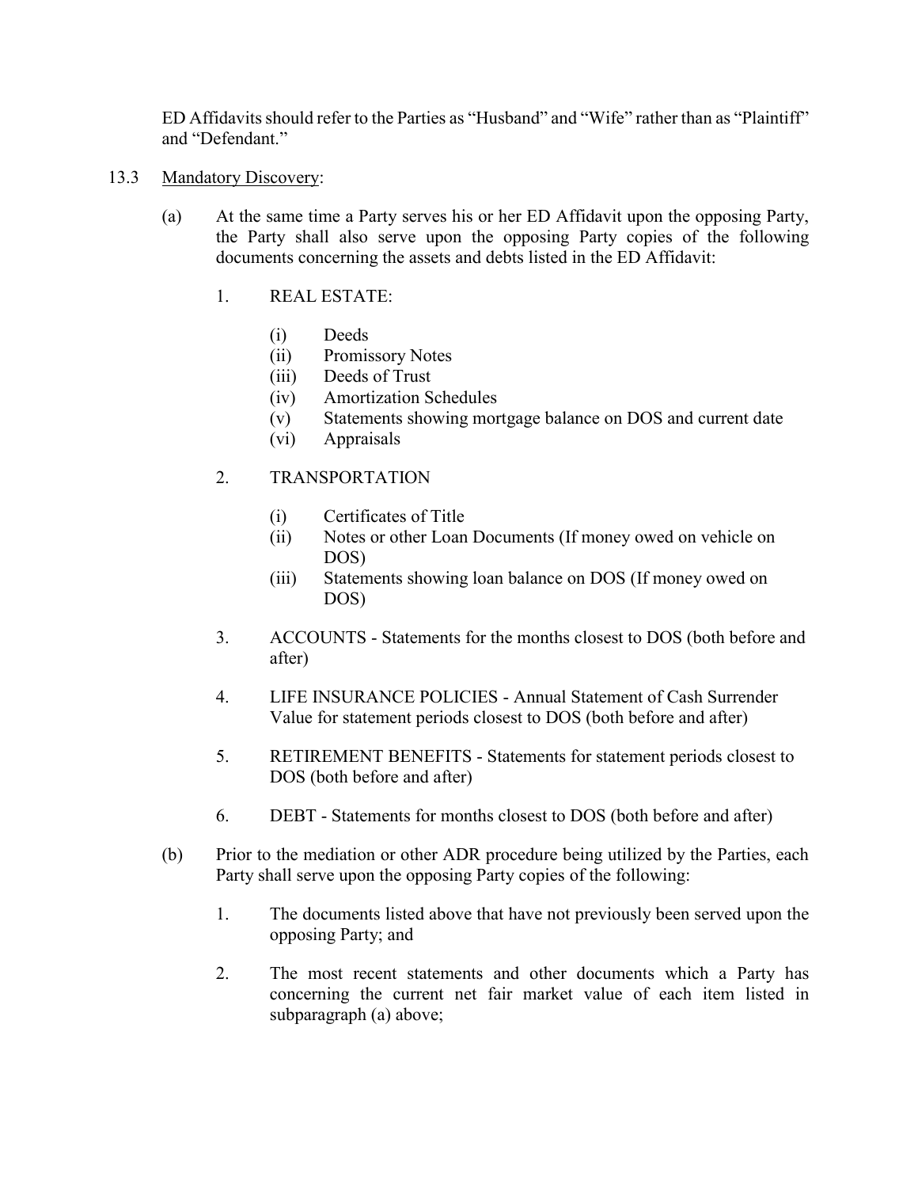ED Affidavits should refer to the Parties as "Husband" and "Wife" rather than as "Plaintiff" and "Defendant."

13.3 Mandatory Discovery:

(a) At the same time a Party serves his or her ED Affidavit upon the opposing Party, the Party shall also serve upon the opposing Party copies of the following documents concerning the assets and debts listed in the ED Affidavit:

1. REAL ESTATE:

   (i) Deeds
   (ii) Promissory Notes
   (iii) Deeds of Trust
   (iv) Amortization Schedules
   (v) Statements showing mortgage balance on DOS and current date
   (vi) Appraisals

2. TRANSPORTATION

   (i) Certificates of Title
   (ii) Notes or other Loan Documents (If money owed on vehicle on DOS)
   (iii) Statements showing loan balance on DOS (If money owed on DOS)

3. ACCOUNTS - Statements for the months closest to DOS (both before and after)

4. LIFE INSURANCE POLICIES - Annual Statement of Cash Surrender Value for statement periods closest to DOS (both before and after)

5. RETIREMENT BENEFITS - Statements for statement periods closest to DOS (both before and after)

6. DEBT - Statements for months closest to DOS (both before and after)

(b) Prior to the mediation or other ADR procedure being utilized by the Parties, each Party shall serve upon the opposing Party copies of the following:

1. The documents listed above that have not previously been served upon the opposing Party; and

2. The most recent statements and other documents which a Party has concerning the current net fair market value of each item listed in subparagraph (a) above;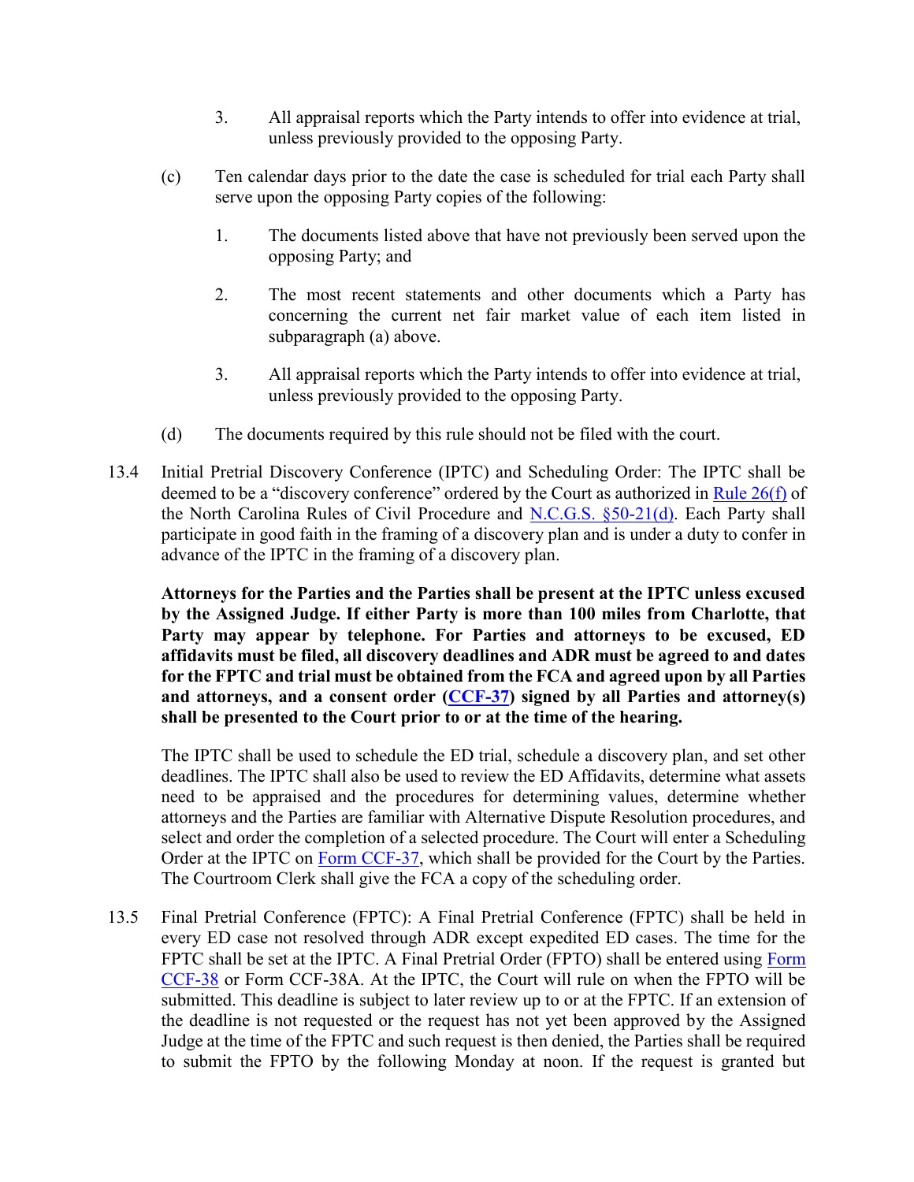3. All appraisal reports which the Party intends to offer into evidence at trial, unless previously provided to the opposing Party.

(c) Ten calendar days prior to the date the case is scheduled for trial each Party shall serve upon the opposing Party copies of the following:

1. The documents listed above that have not previously been served upon the opposing Party; and

2. The most recent statements and other documents which a Party has concerning the current net fair market value of each item listed in subparagraph (a) above.

3. All appraisal reports which the Party intends to offer into evidence at trial, unless previously provided to the opposing Party.

(d) The documents required by this rule should not be filed with the court.

13.4 Initial Pretrial Discovery Conference (IPTC) and Scheduling Order: The IPTC shall be deemed to be a "discovery conference" ordered by the Court as authorized in Rule 26(f) of the North Carolina Rules of Civil Procedure and N.C.G.S. §50-21(d). Each Party shall participate in good faith in the framing of a discovery plan and is under a duty to confer in advance of the IPTC in the framing of a discovery plan.

**Attorneys for the Parties and the Parties shall be present at the IPTC unless excused by the Assigned Judge. If either Party is more than 100 miles from Charlotte, that Party may appear by telephone. For Parties and attorneys to be excused, ED affidavits must be filed, all discovery deadlines and ADR must be agreed to and dates for the FPTC and trial must be obtained from the FCA and agreed upon by all Parties and attorneys, and a consent order (CCF-37) signed by all Parties and attorney(s) shall be presented to the Court prior to or at the time of the hearing.**

The IPTC shall be used to schedule the ED trial, schedule a discovery plan, and set other deadlines. The IPTC shall also be used to review the ED Affidavits, determine what assets need to be appraised and the procedures for determining values, determine whether attorneys and the Parties are familiar with Alternative Dispute Resolution procedures, and select and order the completion of a selected procedure. The Court will enter a Scheduling Order at the IPTC on Form CCF-37, which shall be provided for the Court by the Parties. The Courtroom Clerk shall give the FCA a copy of the scheduling order.

13.5 Final Pretrial Conference (FPTC): A Final Pretrial Conference (FPTC) shall be held in every ED case not resolved through ADR except expedited ED cases. The time for the FPTC shall be set at the IPTC. A Final Pretrial Order (FPTO) shall be entered using Form CCF-38 or Form CCF-38A. At the IPTC, the Court will rule on when the FPTO will be submitted. This deadline is subject to later review up to or at the FPTC. If an extension of the deadline is not requested or the request has not yet been approved by the Assigned Judge at the time of the FPTC and such request is then denied, the Parties shall be required to submit the FPTO by the following Monday at noon. If the request is granted but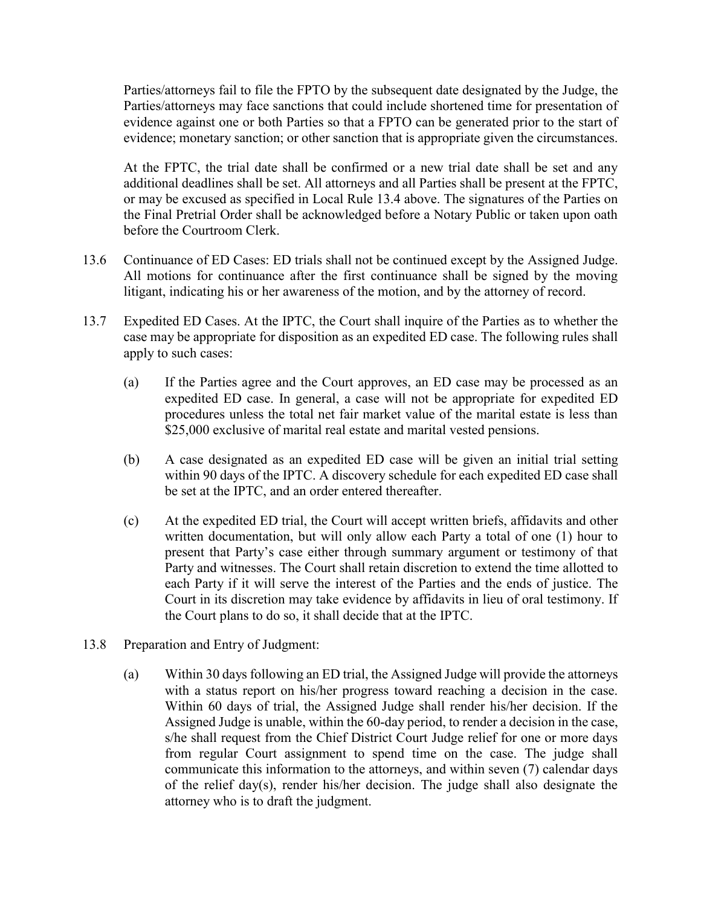Parties/attorneys fail to file the FPTO by the subsequent date designated by the Judge, the Parties/attorneys may face sanctions that could include shortened time for presentation of evidence against one or both Parties so that a FPTO can be generated prior to the start of evidence; monetary sanction; or other sanction that is appropriate given the circumstances.

At the FPTC, the trial date shall be confirmed or a new trial date shall be set and any additional deadlines shall be set. All attorneys and all Parties shall be present at the FPTC, or may be excused as specified in Local Rule 13.4 above. The signatures of the Parties on the Final Pretrial Order shall be acknowledged before a Notary Public or taken upon oath before the Courtroom Clerk.

13.6 Continuance of ED Cases: ED trials shall not be continued except by the Assigned Judge. All motions for continuance after the first continuance shall be signed by the moving litigant, indicating his or her awareness of the motion, and by the attorney of record.

13.7 Expedited ED Cases. At the IPTC, the Court shall inquire of the Parties as to whether the case may be appropriate for disposition as an expedited ED case. The following rules shall apply to such cases:

(a) If the Parties agree and the Court approves, an ED case may be processed as an expedited ED case. In general, a case will not be appropriate for expedited ED procedures unless the total net fair market value of the marital estate is less than $25,000 exclusive of marital real estate and marital vested pensions.

(b) A case designated as an expedited ED case will be given an initial trial setting within 90 days of the IPTC. A discovery schedule for each expedited ED case shall be set at the IPTC, and an order entered thereafter.

(c) At the expedited ED trial, the Court will accept written briefs, affidavits and other written documentation, but will only allow each Party a total of one (1) hour to present that Party's case either through summary argument or testimony of that Party and witnesses. The Court shall retain discretion to extend the time allotted to each Party if it will serve the interest of the Parties and the ends of justice. The Court in its discretion may take evidence by affidavits in lieu of oral testimony. If the Court plans to do so, it shall decide that at the IPTC.

13.8 Preparation and Entry of Judgment:

(a) Within 30 days following an ED trial, the Assigned Judge will provide the attorneys with a status report on his/her progress toward reaching a decision in the case. Within 60 days of trial, the Assigned Judge shall render his/her decision. If the Assigned Judge is unable, within the 60-day period, to render a decision in the case, s/he shall request from the Chief District Court Judge relief for one or more days from regular Court assignment to spend time on the case. The judge shall communicate this information to the attorneys, and within seven (7) calendar days of the relief day(s), render his/her decision. The judge shall also designate the attorney who is to draft the judgment.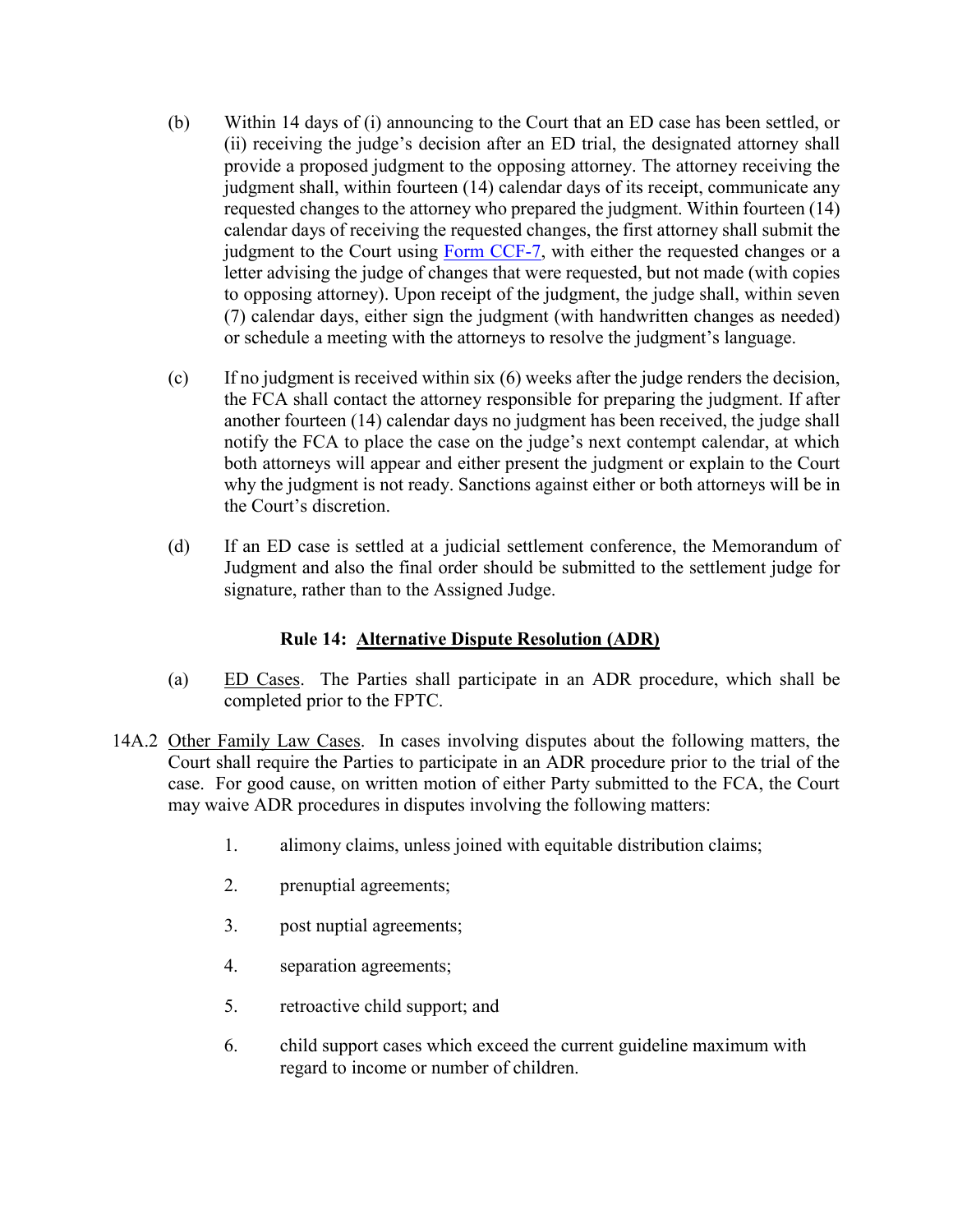(b) Within 14 days of (i) announcing to the Court that an ED case has been settled, or (ii) receiving the judge's decision after an ED trial, the designated attorney shall provide a proposed judgment to the opposing attorney. The attorney receiving the judgment shall, within fourteen (14) calendar days of its receipt, communicate any requested changes to the attorney who prepared the judgment. Within fourteen (14) calendar days of receiving the requested changes, the first attorney shall submit the judgment to the Court using Form CCF-7, with either the requested changes or a letter advising the judge of changes that were requested, but not made (with copies to opposing attorney). Upon receipt of the judgment, the judge shall, within seven (7) calendar days, either sign the judgment (with handwritten changes as needed) or schedule a meeting with the attorneys to resolve the judgment's language.

(c) If no judgment is received within six (6) weeks after the judge renders the decision, the FCA shall contact the attorney responsible for preparing the judgment. If after another fourteen (14) calendar days no judgment has been received, the judge shall notify the FCA to place the case on the judge's next contempt calendar, at which both attorneys will appear and either present the judgment or explain to the Court why the judgment is not ready. Sanctions against either or both attorneys will be in the Court's discretion.

(d) If an ED case is settled at a judicial settlement conference, the Memorandum of Judgment and also the final order should be submitted to the settlement judge for signature, rather than to the Assigned Judge.

## Rule 14: Alternative Dispute Resolution (ADR)

(a) ED Cases. The Parties shall participate in an ADR procedure, which shall be completed prior to the FPTC.

14A.2 Other Family Law Cases. In cases involving disputes about the following matters, the Court shall require the Parties to participate in an ADR procedure prior to the trial of the case. For good cause, on written motion of either Party submitted to the FCA, the Court may waive ADR procedures in disputes involving the following matters:

1. alimony claims, unless joined with equitable distribution claims;
2. prenuptial agreements;
3. post nuptial agreements;
4. separation agreements;
5. retroactive child support; and
6. child support cases which exceed the current guideline maximum with regard to income or number of children.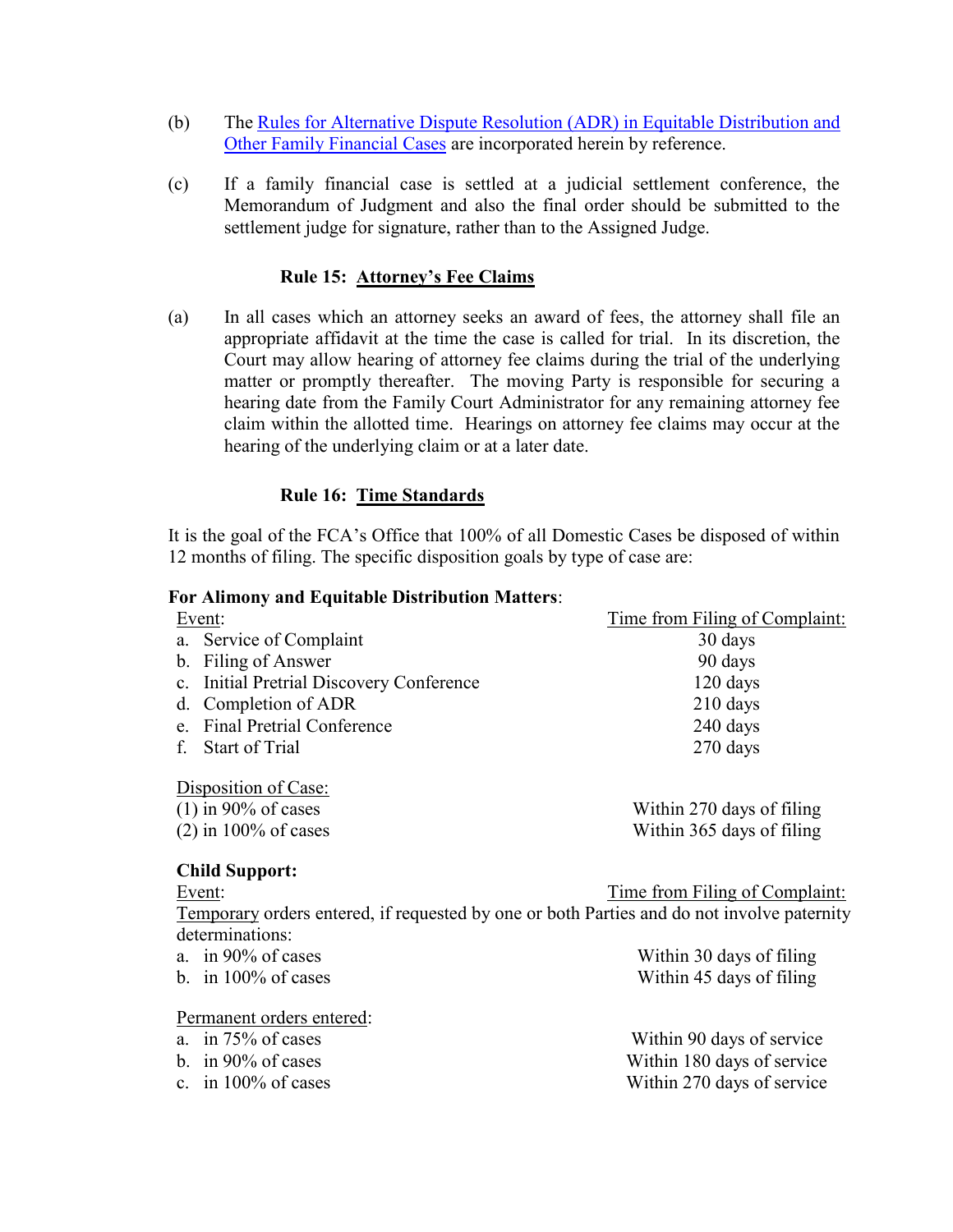(b) The [Rules for Alternative Dispute Resolution (ADR) in Equitable Distribution and Other Family Financial Cases]() are incorporated herein by reference.

(c) If a family financial case is settled at a judicial settlement conference, the Memorandum of Judgment and also the final order should be submitted to the settlement judge for signature, rather than to the Assigned Judge.

### Rule 15: Attorney's Fee Claims

(a) In all cases which an attorney seeks an award of fees, the attorney shall file an appropriate affidavit at the time the case is called for trial. In its discretion, the Court may allow hearing of attorney fee claims during the trial of the underlying matter or promptly thereafter. The moving Party is responsible for securing a hearing date from the Family Court Administrator for any remaining attorney fee claim within the allotted time. Hearings on attorney fee claims may occur at the hearing of the underlying claim or at a later date.

### Rule 16: Time Standards

It is the goal of the FCA's Office that 100% of all Domestic Cases be disposed of within 12 months of filing. The specific disposition goals by type of case are:

**For Alimony and Equitable Distribution Matters**:

| Event: | Time from Filing of Complaint: |
|---|---|
| a. Service of Complaint | 30 days |
| b. Filing of Answer | 90 days |
| c. Initial Pretrial Discovery Conference | 120 days |
| d. Completion of ADR | 210 days |
| e. Final Pretrial Conference | 240 days |
| f. Start of Trial | 270 days |

Disposition of Case:

| | |
|---|---|
| (1) in 90% of cases | Within 270 days of filing |
| (2) in 100% of cases | Within 365 days of filing |

**Child Support:**

| Event: | Time from Filing of Complaint: |
|---|---|

Temporary orders entered, if requested by one or both Parties and do not involve paternity determinations:

| | |
|---|---|
| a. in 90% of cases | Within 30 days of filing |
| b. in 100% of cases | Within 45 days of filing |

Permanent orders entered:

| | |
|---|---|
| a. in 75% of cases | Within 90 days of service |
| b. in 90% of cases | Within 180 days of service |
| c. in 100% of cases | Within 270 days of service |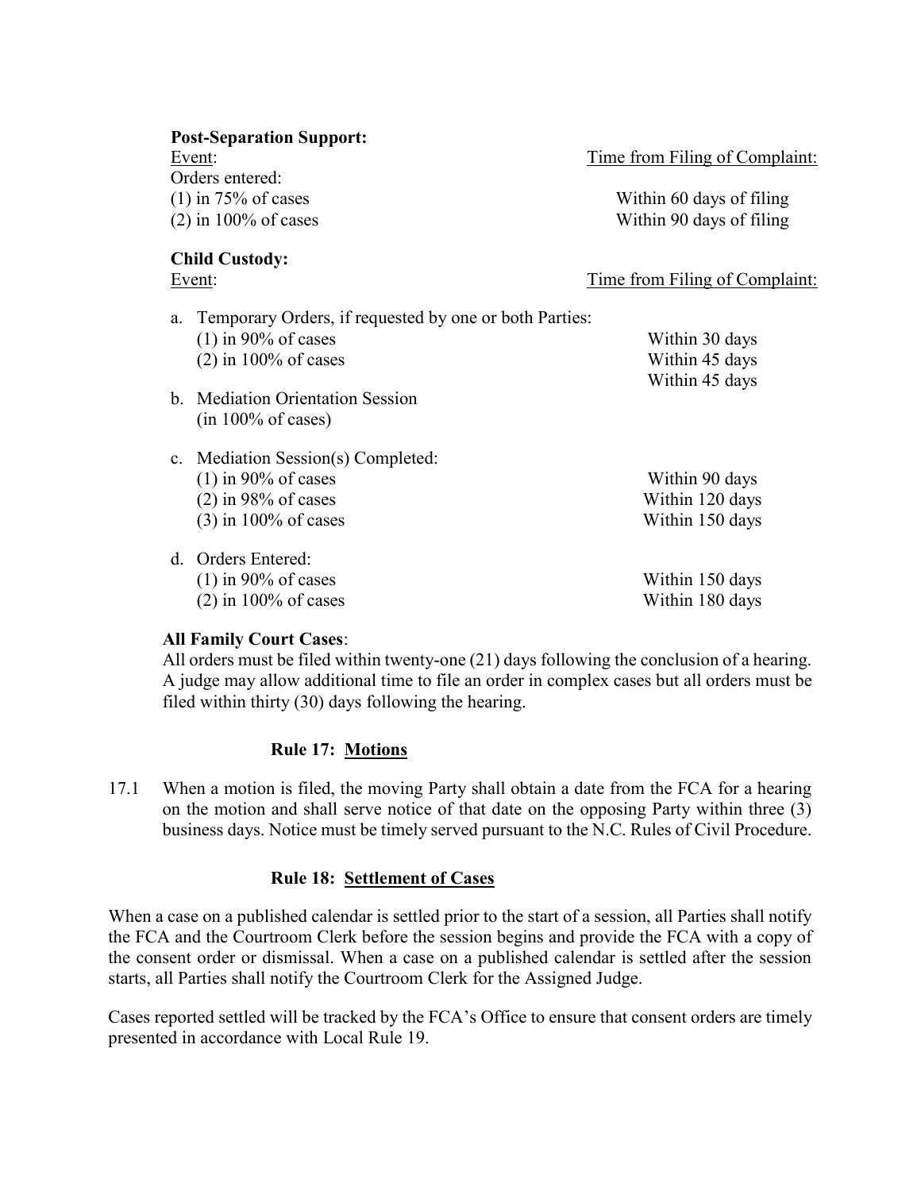**Post-Separation Support:**

| Event: | Time from Filing of Complaint: |
| --- | --- |
| Orders entered: | |
| (1) in 75% of cases | Within 60 days of filing |
| (2) in 100% of cases | Within 90 days of filing |

**Child Custody:**

| Event: | Time from Filing of Complaint: |
| --- | --- |
| a. Temporary Orders, if requested by one or both Parties: | |
| (1) in 90% of cases | Within 30 days |
| (2) in 100% of cases | Within 45 days |
| b. Mediation Orientation Session (in 100% of cases) | Within 45 days |
| c. Mediation Session(s) Completed: | |
| (1) in 90% of cases | Within 90 days |
| (2) in 98% of cases | Within 120 days |
| (3) in 100% of cases | Within 150 days |
| d. Orders Entered: | |
| (1) in 90% of cases | Within 150 days |
| (2) in 100% of cases | Within 180 days |

**All Family Court Cases**:

All orders must be filed within twenty-one (21) days following the conclusion of a hearing. A judge may allow additional time to file an order in complex cases but all orders must be filed within thirty (30) days following the hearing.

## Rule 17: Motions

17.1 When a motion is filed, the moving Party shall obtain a date from the FCA for a hearing on the motion and shall serve notice of that date on the opposing Party within three (3) business days. Notice must be timely served pursuant to the N.C. Rules of Civil Procedure.

## Rule 18: Settlement of Cases

When a case on a published calendar is settled prior to the start of a session, all Parties shall notify the FCA and the Courtroom Clerk before the session begins and provide the FCA with a copy of the consent order or dismissal. When a case on a published calendar is settled after the session starts, all Parties shall notify the Courtroom Clerk for the Assigned Judge.

Cases reported settled will be tracked by the FCA's Office to ensure that consent orders are timely presented in accordance with Local Rule 19.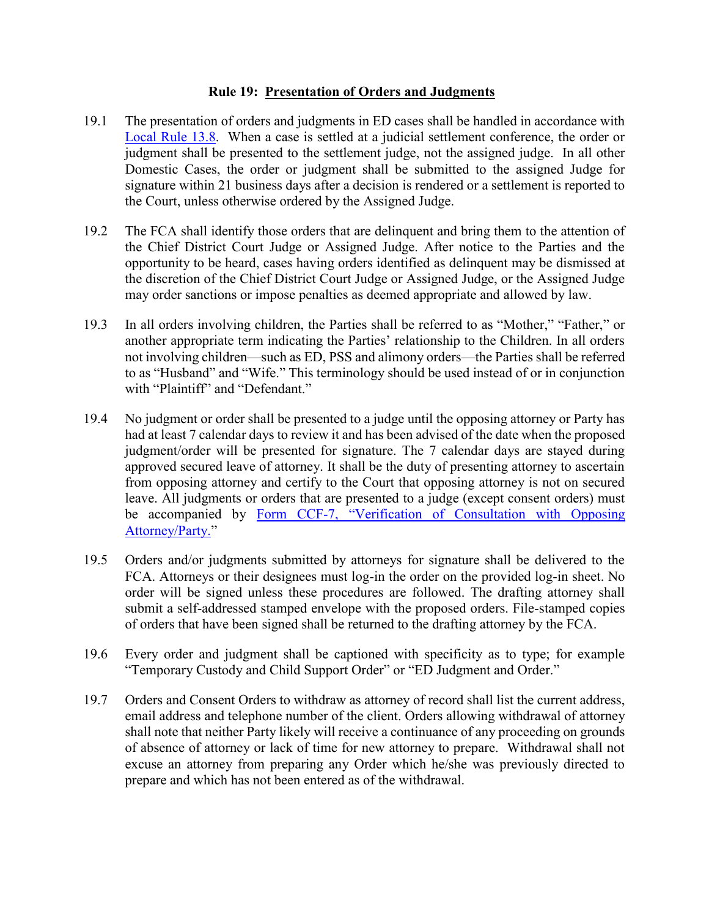## Rule 19: Presentation of Orders and Judgments

19.1 The presentation of orders and judgments in ED cases shall be handled in accordance with Local Rule 13.8. When a case is settled at a judicial settlement conference, the order or judgment shall be presented to the settlement judge, not the assigned judge. In all other Domestic Cases, the order or judgment shall be submitted to the assigned Judge for signature within 21 business days after a decision is rendered or a settlement is reported to the Court, unless otherwise ordered by the Assigned Judge.

19.2 The FCA shall identify those orders that are delinquent and bring them to the attention of the Chief District Court Judge or Assigned Judge. After notice to the Parties and the opportunity to be heard, cases having orders identified as delinquent may be dismissed at the discretion of the Chief District Court Judge or Assigned Judge, or the Assigned Judge may order sanctions or impose penalties as deemed appropriate and allowed by law.

19.3 In all orders involving children, the Parties shall be referred to as "Mother," "Father," or another appropriate term indicating the Parties' relationship to the Children. In all orders not involving children—such as ED, PSS and alimony orders—the Parties shall be referred to as "Husband" and "Wife." This terminology should be used instead of or in conjunction with "Plaintiff" and "Defendant."

19.4 No judgment or order shall be presented to a judge until the opposing attorney or Party has had at least 7 calendar days to review it and has been advised of the date when the proposed judgment/order will be presented for signature. The 7 calendar days are stayed during approved secured leave of attorney. It shall be the duty of presenting attorney to ascertain from opposing attorney and certify to the Court that opposing attorney is not on secured leave. All judgments or orders that are presented to a judge (except consent orders) must be accompanied by Form CCF-7, "Verification of Consultation with Opposing Attorney/Party."

19.5 Orders and/or judgments submitted by attorneys for signature shall be delivered to the FCA. Attorneys or their designees must log-in the order on the provided log-in sheet. No order will be signed unless these procedures are followed. The drafting attorney shall submit a self-addressed stamped envelope with the proposed orders. File-stamped copies of orders that have been signed shall be returned to the drafting attorney by the FCA.

19.6 Every order and judgment shall be captioned with specificity as to type; for example "Temporary Custody and Child Support Order" or "ED Judgment and Order."

19.7 Orders and Consent Orders to withdraw as attorney of record shall list the current address, email address and telephone number of the client. Orders allowing withdrawal of attorney shall note that neither Party likely will receive a continuance of any proceeding on grounds of absence of attorney or lack of time for new attorney to prepare. Withdrawal shall not excuse an attorney from preparing any Order which he/she was previously directed to prepare and which has not been entered as of the withdrawal.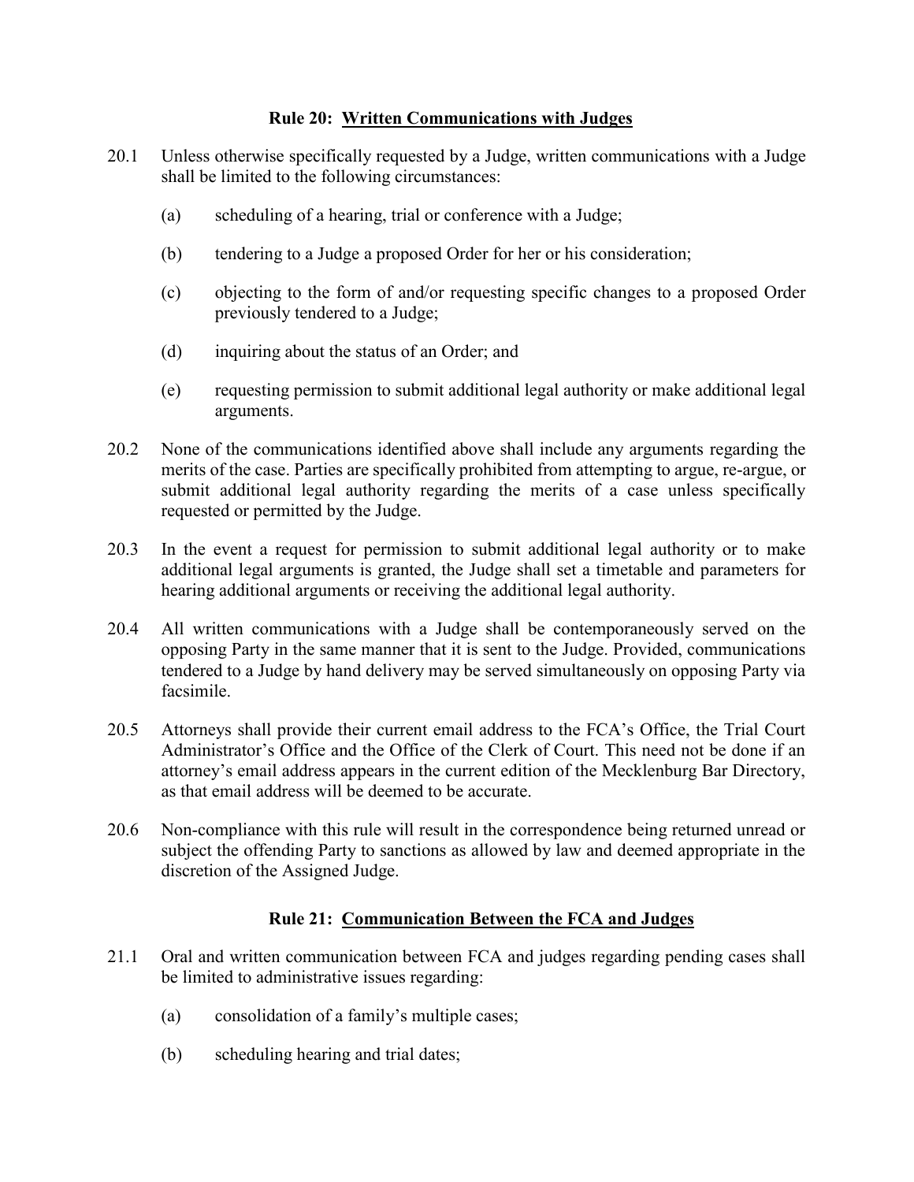## **Rule 20: Written Communications with Judges**

20.1 Unless otherwise specifically requested by a Judge, written communications with a Judge shall be limited to the following circumstances:

(a) scheduling of a hearing, trial or conference with a Judge;

(b) tendering to a Judge a proposed Order for her or his consideration;

(c) objecting to the form of and/or requesting specific changes to a proposed Order previously tendered to a Judge;

(d) inquiring about the status of an Order; and

(e) requesting permission to submit additional legal authority or make additional legal arguments.

20.2 None of the communications identified above shall include any arguments regarding the merits of the case. Parties are specifically prohibited from attempting to argue, re-argue, or submit additional legal authority regarding the merits of a case unless specifically requested or permitted by the Judge.

20.3 In the event a request for permission to submit additional legal authority or to make additional legal arguments is granted, the Judge shall set a timetable and parameters for hearing additional arguments or receiving the additional legal authority.

20.4 All written communications with a Judge shall be contemporaneously served on the opposing Party in the same manner that it is sent to the Judge. Provided, communications tendered to a Judge by hand delivery may be served simultaneously on opposing Party via facsimile.

20.5 Attorneys shall provide their current email address to the FCA's Office, the Trial Court Administrator's Office and the Office of the Clerk of Court. This need not be done if an attorney's email address appears in the current edition of the Mecklenburg Bar Directory, as that email address will be deemed to be accurate.

20.6 Non-compliance with this rule will result in the correspondence being returned unread or subject the offending Party to sanctions as allowed by law and deemed appropriate in the discretion of the Assigned Judge.

## **Rule 21: Communication Between the FCA and Judges**

21.1 Oral and written communication between FCA and judges regarding pending cases shall be limited to administrative issues regarding:

(a) consolidation of a family's multiple cases;

(b) scheduling hearing and trial dates;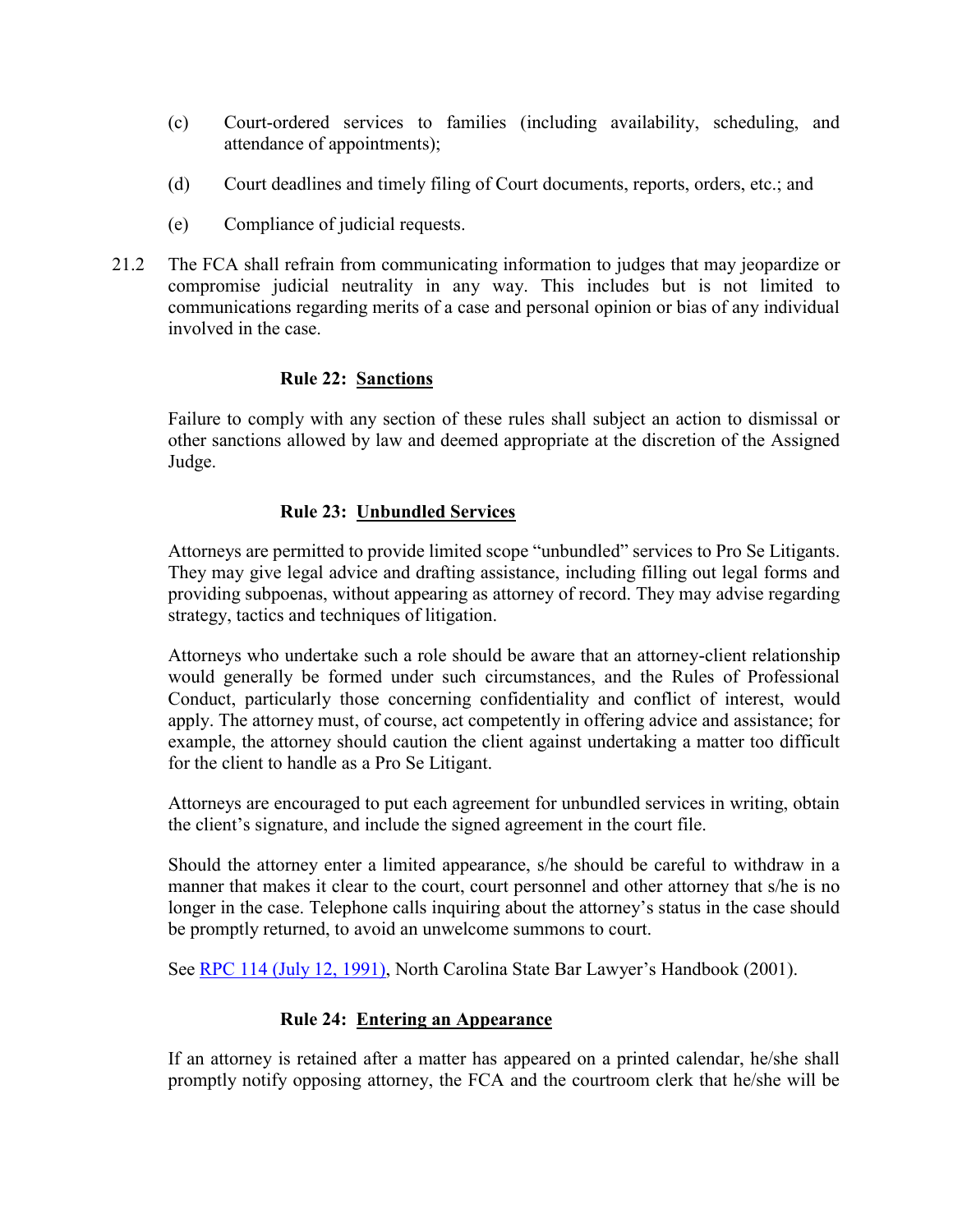(c) Court-ordered services to families (including availability, scheduling, and attendance of appointments);

(d) Court deadlines and timely filing of Court documents, reports, orders, etc.; and

(e) Compliance of judicial requests.

21.2 The FCA shall refrain from communicating information to judges that may jeopardize or compromise judicial neutrality in any way. This includes but is not limited to communications regarding merits of a case and personal opinion or bias of any individual involved in the case.

### Rule 22: Sanctions

Failure to comply with any section of these rules shall subject an action to dismissal or other sanctions allowed by law and deemed appropriate at the discretion of the Assigned Judge.

### Rule 23: Unbundled Services

Attorneys are permitted to provide limited scope "unbundled" services to Pro Se Litigants. They may give legal advice and drafting assistance, including filling out legal forms and providing subpoenas, without appearing as attorney of record. They may advise regarding strategy, tactics and techniques of litigation.

Attorneys who undertake such a role should be aware that an attorney-client relationship would generally be formed under such circumstances, and the Rules of Professional Conduct, particularly those concerning confidentiality and conflict of interest, would apply. The attorney must, of course, act competently in offering advice and assistance; for example, the attorney should caution the client against undertaking a matter too difficult for the client to handle as a Pro Se Litigant.

Attorneys are encouraged to put each agreement for unbundled services in writing, obtain the client's signature, and include the signed agreement in the court file.

Should the attorney enter a limited appearance, s/he should be careful to withdraw in a manner that makes it clear to the court, court personnel and other attorney that s/he is no longer in the case. Telephone calls inquiring about the attorney's status in the case should be promptly returned, to avoid an unwelcome summons to court.

See RPC 114 (July 12, 1991), North Carolina State Bar Lawyer's Handbook (2001).

### Rule 24: Entering an Appearance

If an attorney is retained after a matter has appeared on a printed calendar, he/she shall promptly notify opposing attorney, the FCA and the courtroom clerk that he/she will be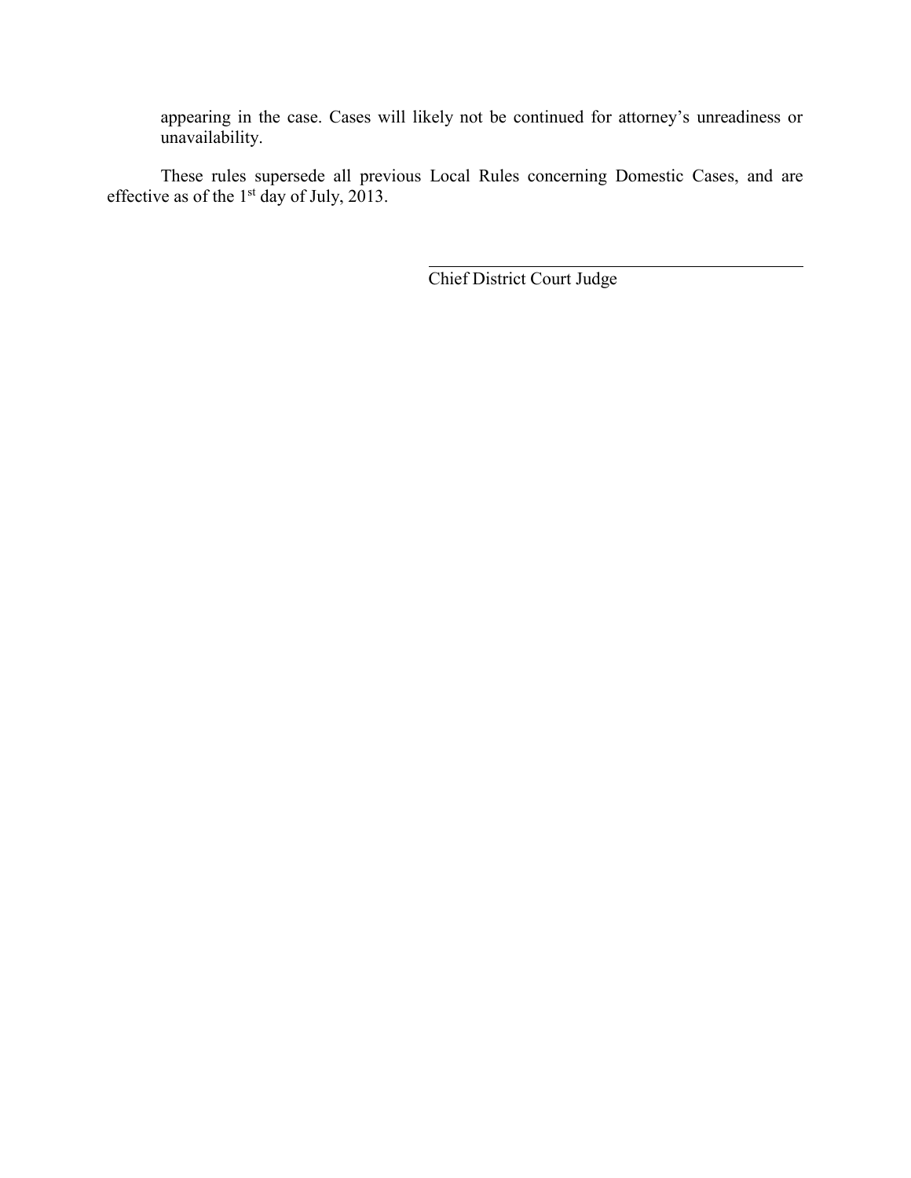appearing in the case. Cases will likely not be continued for attorney's unreadiness or unavailability.

These rules supersede all previous Local Rules concerning Domestic Cases, and are effective as of the 1st day of July, 2013.

\_\_\_\_\_\_\_\_\_\_\_\_\_\_\_\_\_\_\_\_\_\_\_\_\_\_\_\_\_\_\_\_\_\_\_\_\_\_\_\_

Chief District Court Judge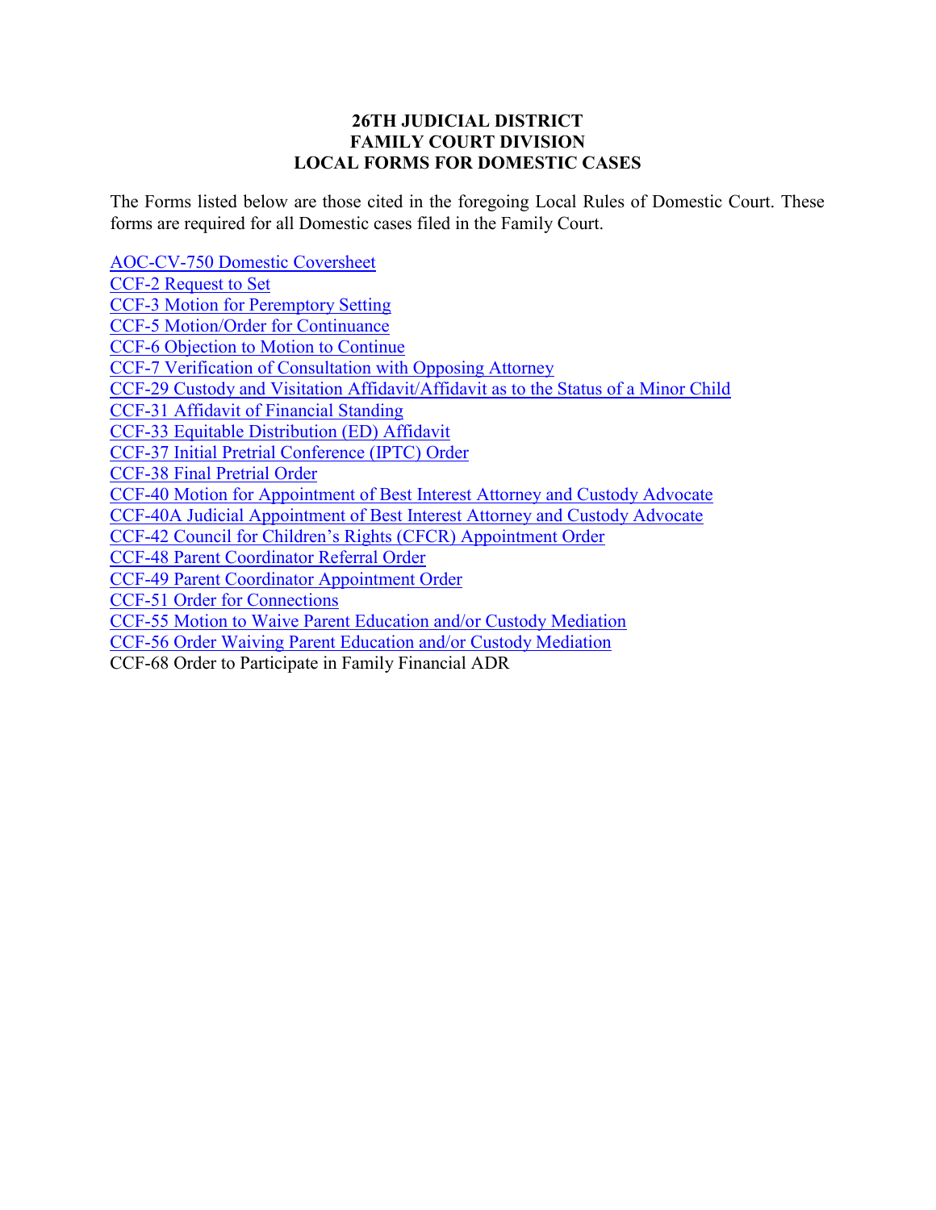# 26TH JUDICIAL DISTRICT
# FAMILY COURT DIVISION
# LOCAL FORMS FOR DOMESTIC CASES

The Forms listed below are those cited in the foregoing Local Rules of Domestic Court. These forms are required for all Domestic cases filed in the Family Court.

AOC-CV-750 Domestic Coversheet
CCF-2 Request to Set
CCF-3 Motion for Peremptory Setting
CCF-5 Motion/Order for Continuance
CCF-6 Objection to Motion to Continue
CCF-7 Verification of Consultation with Opposing Attorney
CCF-29 Custody and Visitation Affidavit/Affidavit as to the Status of a Minor Child
CCF-31 Affidavit of Financial Standing
CCF-33 Equitable Distribution (ED) Affidavit
CCF-37 Initial Pretrial Conference (IPTC) Order
CCF-38 Final Pretrial Order
CCF-40 Motion for Appointment of Best Interest Attorney and Custody Advocate
CCF-40A Judicial Appointment of Best Interest Attorney and Custody Advocate
CCF-42 Council for Children's Rights (CFCR) Appointment Order
CCF-48 Parent Coordinator Referral Order
CCF-49 Parent Coordinator Appointment Order
CCF-51 Order for Connections
CCF-55 Motion to Waive Parent Education and/or Custody Mediation
CCF-56 Order Waiving Parent Education and/or Custody Mediation
CCF-68 Order to Participate in Family Financial ADR